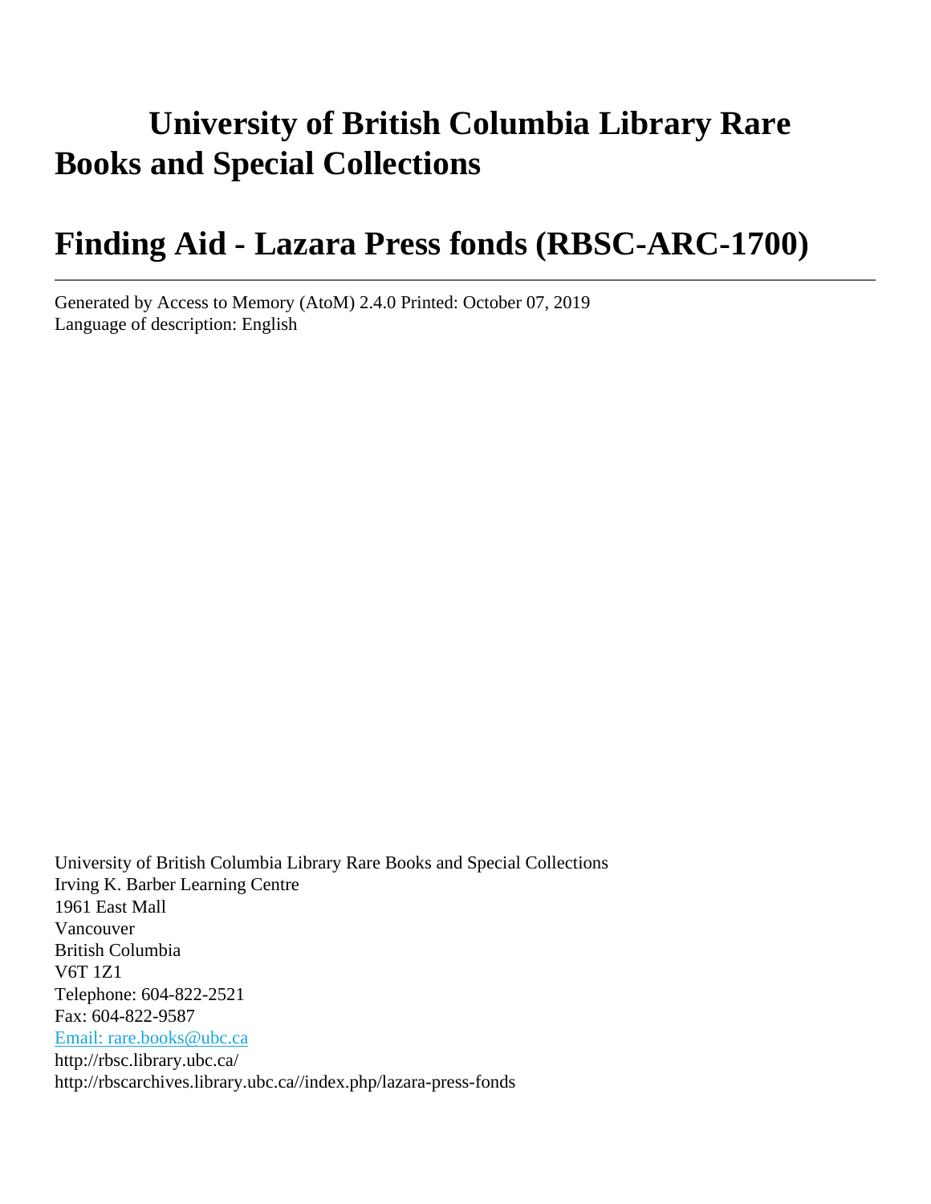# University of British Columbia Library Rare Books and Special Collections

# Finding Aid - Lazara Press fonds (RBSC-ARC-1700)

---

Generated by Access to Memory (AtoM) 2.4.0 Printed: October 07, 2019
Language of description: English

University of British Columbia Library Rare Books and Special Collections
Irving K. Barber Learning Centre
1961 East Mall
Vancouver
British Columbia
V6T 1Z1
Telephone: 604-822-2521
Fax: 604-822-9587
[Email: rare.books@ubc.ca](mailto:rare.books@ubc.ca)
http://rbsc.library.ubc.ca/
http://rbscarchives.library.ubc.ca//index.php/lazara-press-fonds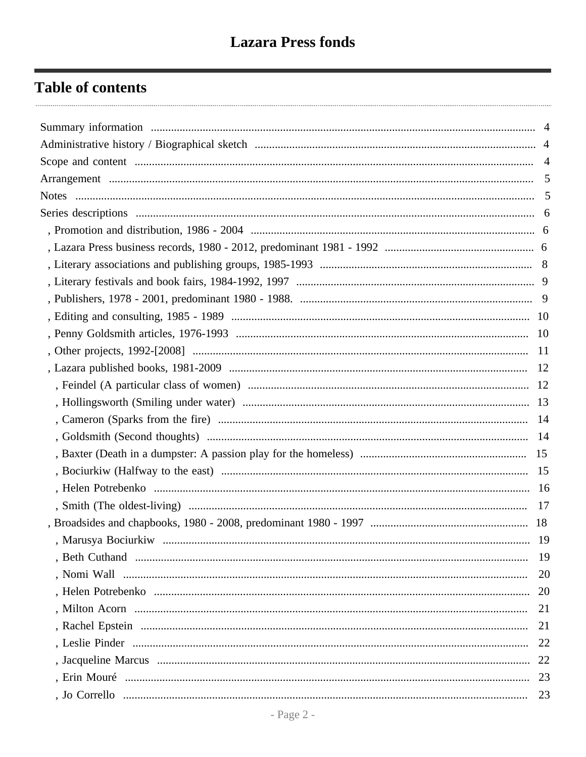# Lazara Press fonds

## Table of contents

- Summary information ... 4
- Administrative history / Biographical sketch ... 4
- Scope and content ... 4
- Arrangement ... 5
- Notes ... 5
- Series descriptions ... 6
  - , Promotion and distribution, 1986 - 2004 ... 6
  - , Lazara Press business records, 1980 - 2012, predominant 1981 - 1992 ... 6
  - , Literary associations and publishing groups, 1985-1993 ... 8
  - , Literary festivals and book fairs, 1984-1992, 1997 ... 9
  - , Publishers, 1978 - 2001, predominant 1980 - 1988. ... 9
  - , Editing and consulting, 1985 - 1989 ... 10
  - , Penny Goldsmith articles, 1976-1993 ... 10
  - , Other projects, 1992-[2008] ... 11
  - , Lazara published books, 1981-2009 ... 12
    - , Feindel (A particular class of women) ... 12
    - , Hollingsworth (Smiling under water) ... 13
    - , Cameron (Sparks from the fire) ... 14
    - , Goldsmith (Second thoughts) ... 14
    - , Baxter (Death in a dumpster: A passion play for the homeless) ... 15
    - , Bociurkiw (Halfway to the east) ... 15
    - , Helen Potrebenko ... 16
    - , Smith (The oldest-living) ... 17
  - , Broadsides and chapbooks, 1980 - 2008, predominant 1980 - 1997 ... 18
    - , Marusya Bociurkiw ... 19
    - , Beth Cuthand ... 19
    - , Nomi Wall ... 20
    - , Helen Potrebenko ... 20
    - , Milton Acorn ... 21
    - , Rachel Epstein ... 21
    - , Leslie Pinder ... 22
    - , Jacqueline Marcus ... 22
    - , Erin Mouré ... 23
    - , Jo Corrello ... 23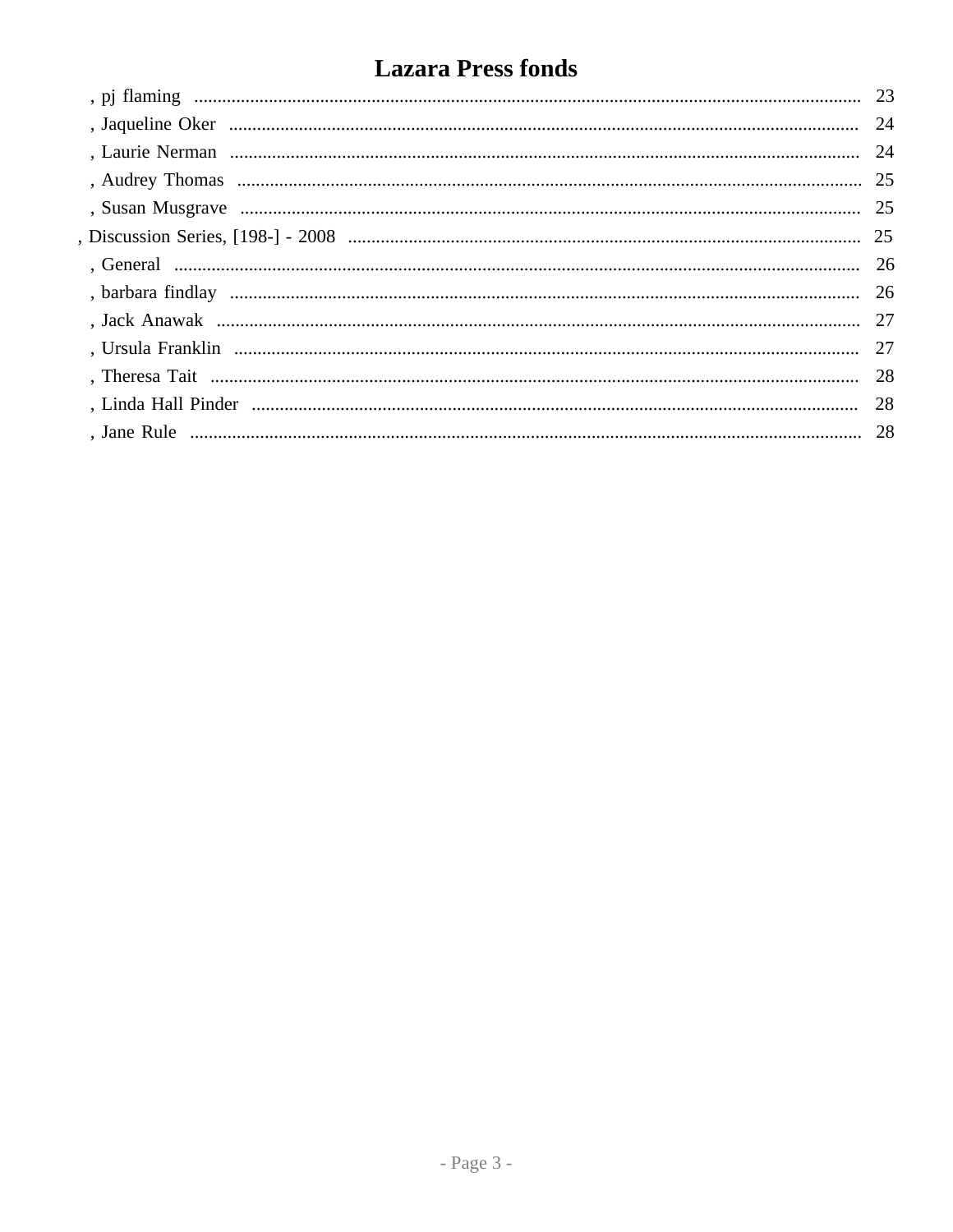# Lazara Press fonds

, pj flaming ........................................................................ 23
, Jaqueline Oker ........................................................................ 24
, Laurie Nerman ........................................................................ 24
, Audrey Thomas ........................................................................ 25
, Susan Musgrave ........................................................................ 25
, Discussion Series, [198-] - 2008 ........................................................................ 25
, General ........................................................................ 26
, barbara findlay ........................................................................ 26
, Jack Anawak ........................................................................ 27
, Ursula Franklin ........................................................................ 27
, Theresa Tait ........................................................................ 28
, Linda Hall Pinder ........................................................................ 28
, Jane Rule ........................................................................ 28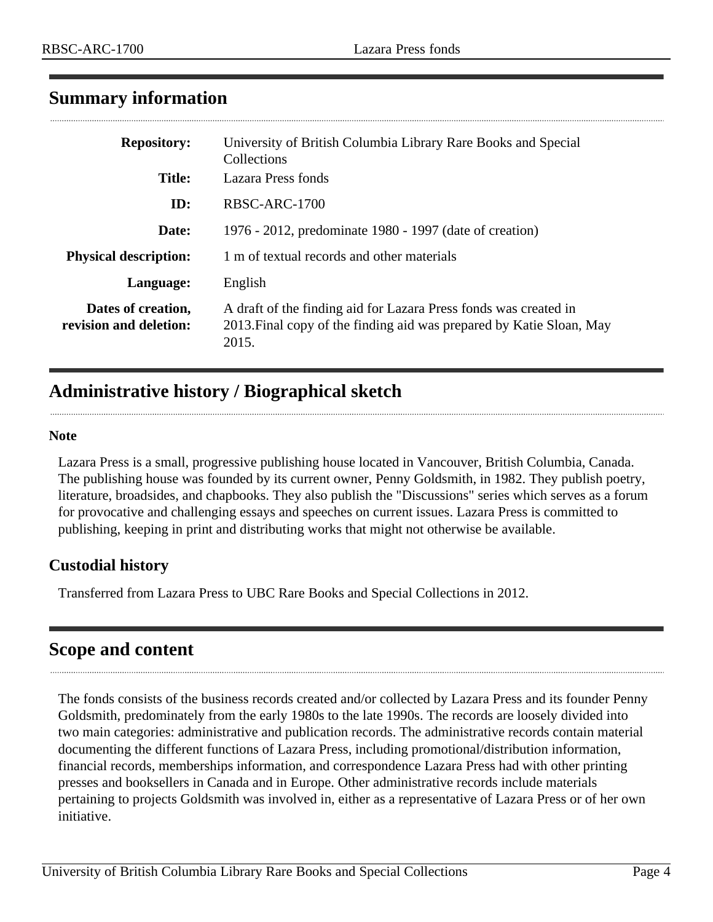## Summary information

| | |
|---|---|
| **Repository:** | University of British Columbia Library Rare Books and Special Collections |
| **Title:** | Lazara Press fonds |
| **ID:** | RBSC-ARC-1700 |
| **Date:** | 1976 - 2012, predominate 1980 - 1997 (date of creation) |
| **Physical description:** | 1 m of textual records and other materials |
| **Language:** | English |
| **Dates of creation, revision and deletion:** | A draft of the finding aid for Lazara Press fonds was created in 2013.Final copy of the finding aid was prepared by Katie Sloan, May 2015. |

## Administrative history / Biographical sketch

**Note**

Lazara Press is a small, progressive publishing house located in Vancouver, British Columbia, Canada. The publishing house was founded by its current owner, Penny Goldsmith, in 1982. They publish poetry, literature, broadsides, and chapbooks. They also publish the "Discussions" series which serves as a forum for provocative and challenging essays and speeches on current issues. Lazara Press is committed to publishing, keeping in print and distributing works that might not otherwise be available.

### Custodial history

Transferred from Lazara Press to UBC Rare Books and Special Collections in 2012.

## Scope and content

The fonds consists of the business records created and/or collected by Lazara Press and its founder Penny Goldsmith, predominately from the early 1980s to the late 1990s. The records are loosely divided into two main categories: administrative and publication records. The administrative records contain material documenting the different functions of Lazara Press, including promotional/distribution information, financial records, memberships information, and correspondence Lazara Press had with other printing presses and booksellers in Canada and in Europe. Other administrative records include materials pertaining to projects Goldsmith was involved in, either as a representative of Lazara Press or of her own initiative.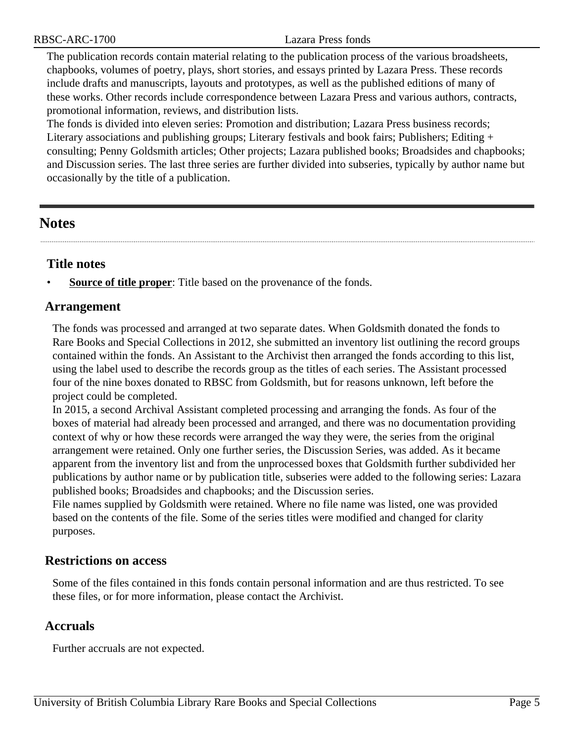The publication records contain material relating to the publication process of the various broadsheets, chapbooks, volumes of poetry, plays, short stories, and essays printed by Lazara Press. These records include drafts and manuscripts, layouts and prototypes, as well as the published editions of many of these works. Other records include correspondence between Lazara Press and various authors, contracts, promotional information, reviews, and distribution lists.

The fonds is divided into eleven series: Promotion and distribution; Lazara Press business records; Literary associations and publishing groups; Literary festivals and book fairs; Publishers; Editing + consulting; Penny Goldsmith articles; Other projects; Lazara published books; Broadsides and chapbooks; and Discussion series. The last three series are further divided into subseries, typically by author name but occasionally by the title of a publication.

## Notes

### Title notes

- **Source of title proper**: Title based on the provenance of the fonds.

### Arrangement

The fonds was processed and arranged at two separate dates. When Goldsmith donated the fonds to Rare Books and Special Collections in 2012, she submitted an inventory list outlining the record groups contained within the fonds. An Assistant to the Archivist then arranged the fonds according to this list, using the label used to describe the records group as the titles of each series. The Assistant processed four of the nine boxes donated to RBSC from Goldsmith, but for reasons unknown, left before the project could be completed.

In 2015, a second Archival Assistant completed processing and arranging the fonds. As four of the boxes of material had already been processed and arranged, and there was no documentation providing context of why or how these records were arranged the way they were, the series from the original arrangement were retained. Only one further series, the Discussion Series, was added. As it became apparent from the inventory list and from the unprocessed boxes that Goldsmith further subdivided her publications by author name or by publication title, subseries were added to the following series: Lazara published books; Broadsides and chapbooks; and the Discussion series.

File names supplied by Goldsmith were retained. Where no file name was listed, one was provided based on the contents of the file. Some of the series titles were modified and changed for clarity purposes.

### Restrictions on access

Some of the files contained in this fonds contain personal information and are thus restricted. To see these files, or for more information, please contact the Archivist.

### Accruals

Further accruals are not expected.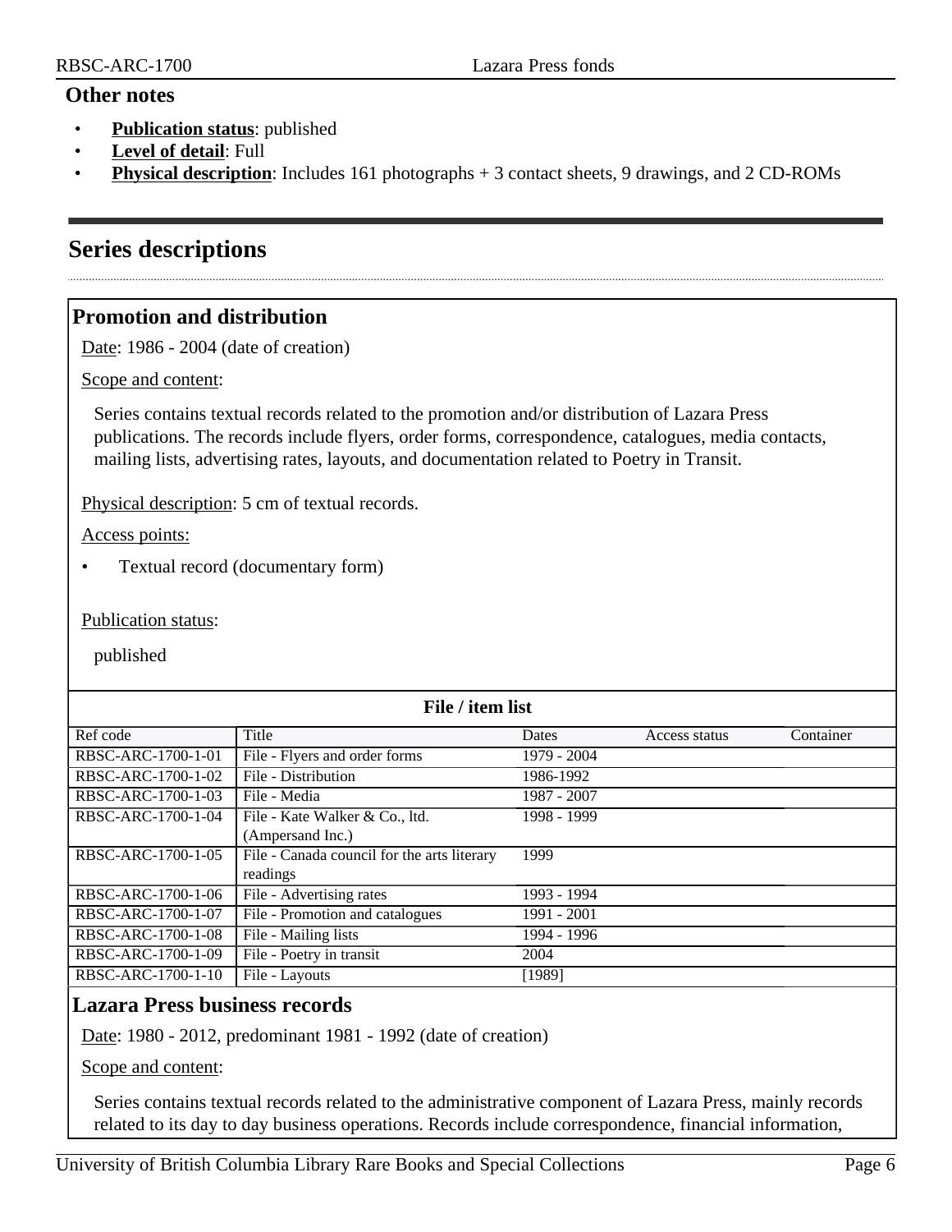### Other notes

- **Publication status**: published
- **Level of detail**: Full
- **Physical description**: Includes 161 photographs + 3 contact sheets, 9 drawings, and 2 CD-ROMs

## Series descriptions

### Promotion and distribution

Date: 1986 - 2004 (date of creation)

Scope and content:

Series contains textual records related to the promotion and/or distribution of Lazara Press publications. The records include flyers, order forms, correspondence, catalogues, media contacts, mailing lists, advertising rates, layouts, and documentation related to Poetry in Transit.

Physical description: 5 cm of textual records.

Access points:

- Textual record (documentary form)

Publication status:

published

**File / item list**

| Ref code | Title | Dates | Access status | Container |
|---|---|---|---|---|
| RBSC-ARC-1700-1-01 | File - Flyers and order forms | 1979 - 2004 | | |
| RBSC-ARC-1700-1-02 | File - Distribution | 1986-1992 | | |
| RBSC-ARC-1700-1-03 | File - Media | 1987 - 2007 | | |
| RBSC-ARC-1700-1-04 | File - Kate Walker & Co., ltd. (Ampersand Inc.) | 1998 - 1999 | | |
| RBSC-ARC-1700-1-05 | File - Canada council for the arts literary readings | 1999 | | |
| RBSC-ARC-1700-1-06 | File - Advertising rates | 1993 - 1994 | | |
| RBSC-ARC-1700-1-07 | File - Promotion and catalogues | 1991 - 2001 | | |
| RBSC-ARC-1700-1-08 | File - Mailing lists | 1994 - 1996 | | |
| RBSC-ARC-1700-1-09 | File - Poetry in transit | 2004 | | |
| RBSC-ARC-1700-1-10 | File - Layouts | [1989] | | |

### Lazara Press business records

Date: 1980 - 2012, predominant 1981 - 1992 (date of creation)

Scope and content:

Series contains textual records related to the administrative component of Lazara Press, mainly records related to its day to day business operations. Records include correspondence, financial information,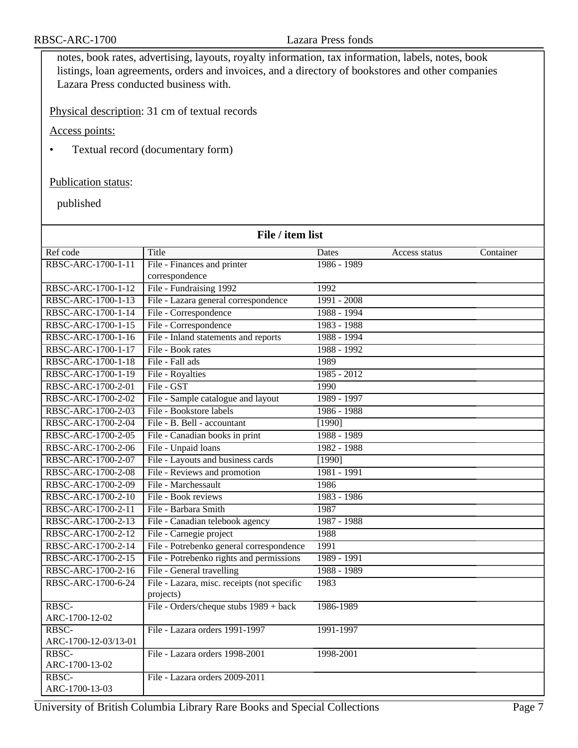notes, book rates, advertising, layouts, royalty information, tax information, labels, notes, book listings, loan agreements, orders and invoices, and a directory of bookstores and other companies Lazara Press conducted business with.

Physical description: 31 cm of textual records

Access points:

- Textual record (documentary form)

Publication status:

published

### File / item list

| Ref code | Title | Dates | Access status | Container |
|---|---|---|---|---|
| RBSC-ARC-1700-1-11 | File - Finances and printer correspondence | 1986 - 1989 | | |
| RBSC-ARC-1700-1-12 | File - Fundraising 1992 | 1992 | | |
| RBSC-ARC-1700-1-13 | File - Lazara general correspondence | 1991 - 2008 | | |
| RBSC-ARC-1700-1-14 | File - Correspondence | 1988 - 1994 | | |
| RBSC-ARC-1700-1-15 | File - Correspondence | 1983 - 1988 | | |
| RBSC-ARC-1700-1-16 | File - Inland statements and reports | 1988 - 1994 | | |
| RBSC-ARC-1700-1-17 | File - Book rates | 1988 - 1992 | | |
| RBSC-ARC-1700-1-18 | File - Fall ads | 1989 | | |
| RBSC-ARC-1700-1-19 | File - Royalties | 1985 - 2012 | | |
| RBSC-ARC-1700-2-01 | File - GST | 1990 | | |
| RBSC-ARC-1700-2-02 | File - Sample catalogue and layout | 1989 - 1997 | | |
| RBSC-ARC-1700-2-03 | File - Bookstore labels | 1986 - 1988 | | |
| RBSC-ARC-1700-2-04 | File - B. Bell - accountant | [1990] | | |
| RBSC-ARC-1700-2-05 | File - Canadian books in print | 1988 - 1989 | | |
| RBSC-ARC-1700-2-06 | File - Unpaid loans | 1982 - 1988 | | |
| RBSC-ARC-1700-2-07 | File - Layouts and business cards | [1990] | | |
| RBSC-ARC-1700-2-08 | File - Reviews and promotion | 1981 - 1991 | | |
| RBSC-ARC-1700-2-09 | File - Marchessault | 1986 | | |
| RBSC-ARC-1700-2-10 | File - Book reviews | 1983 - 1986 | | |
| RBSC-ARC-1700-2-11 | File - Barbara Smith | 1987 | | |
| RBSC-ARC-1700-2-13 | File - Canadian telebook agency | 1987 - 1988 | | |
| RBSC-ARC-1700-2-12 | File - Carnegie project | 1988 | | |
| RBSC-ARC-1700-2-14 | File - Potrebenko general correspondence | 1991 | | |
| RBSC-ARC-1700-2-15 | File - Potrebenko rights and permissions | 1989 - 1991 | | |
| RBSC-ARC-1700-2-16 | File - General travelling | 1988 - 1989 | | |
| RBSC-ARC-1700-6-24 | File - Lazara, misc. receipts (not specific projects) | 1983 | | |
| RBSC-ARC-1700-12-02 | File - Orders/cheque stubs 1989 + back | 1986-1989 | | |
| RBSC-ARC-1700-12-03/13-01 | File - Lazara orders 1991-1997 | 1991-1997 | | |
| RBSC-ARC-1700-13-02 | File - Lazara orders 1998-2001 | 1998-2001 | | |
| RBSC-ARC-1700-13-03 | File - Lazara orders 2009-2011 | | | |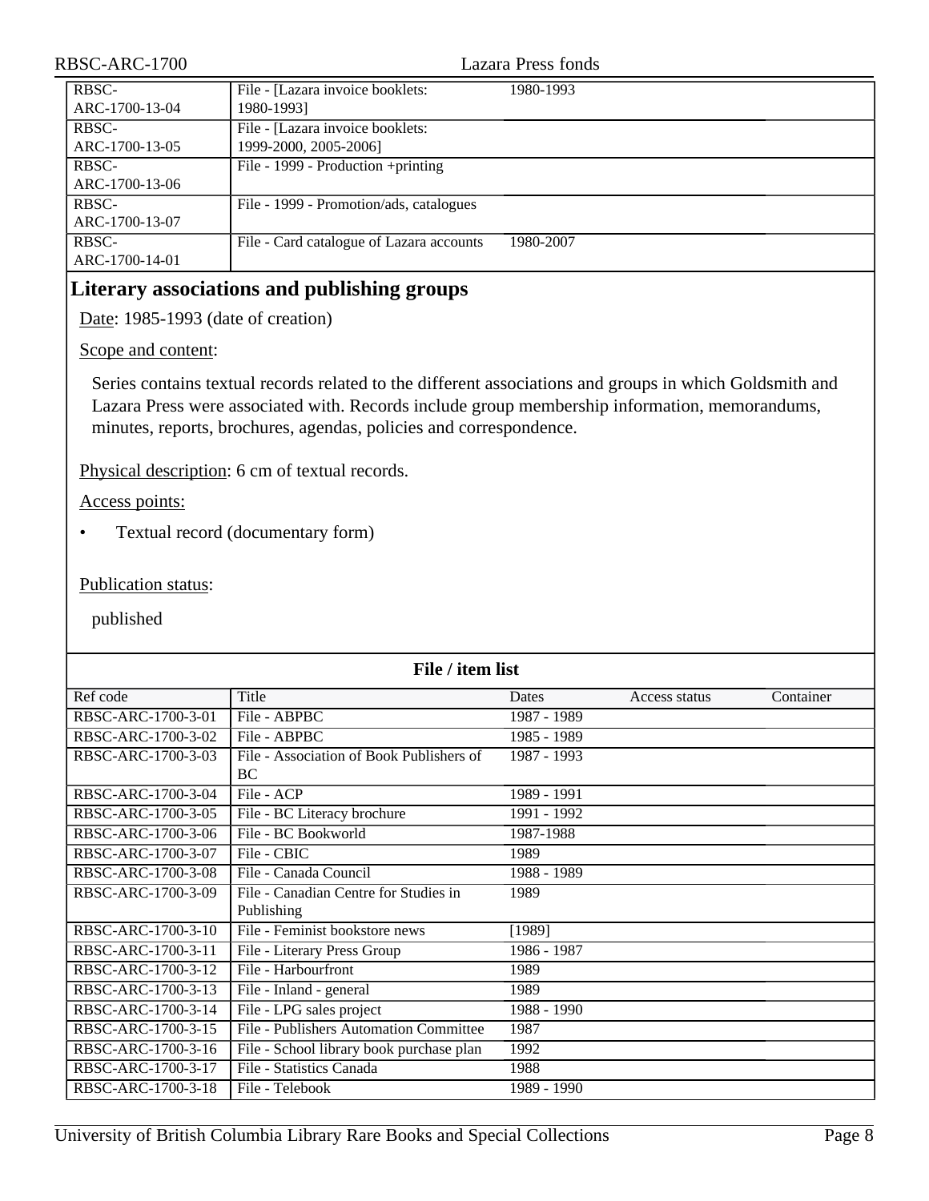| | | | | |
|---|---|---|---|---|
| RBSC-ARC-1700-13-04 | File - [Lazara invoice booklets: 1980-1993] | 1980-1993 | | |
| RBSC-ARC-1700-13-05 | File - [Lazara invoice booklets: 1999-2000, 2005-2006] | | | |
| RBSC-ARC-1700-13-06 | File - 1999 - Production +printing | | | |
| RBSC-ARC-1700-13-07 | File - 1999 - Promotion/ads, catalogues | | | |
| RBSC-ARC-1700-14-01 | File - Card catalogue of Lazara accounts | 1980-2007 | | |

## Literary associations and publishing groups

Date: 1985-1993 (date of creation)

Scope and content:

Series contains textual records related to the different associations and groups in which Goldsmith and Lazara Press were associated with. Records include group membership information, memorandums, minutes, reports, brochures, agendas, policies and correspondence.

Physical description: 6 cm of textual records.

Access points:

- Textual record (documentary form)

Publication status:

published

**File / item list**

| Ref code | Title | Dates | Access status | Container |
|---|---|---|---|---|
| RBSC-ARC-1700-3-01 | File - ABPBC | 1987 - 1989 | | |
| RBSC-ARC-1700-3-02 | File - ABPBC | 1985 - 1989 | | |
| RBSC-ARC-1700-3-03 | File - Association of Book Publishers of BC | 1987 - 1993 | | |
| RBSC-ARC-1700-3-04 | File - ACP | 1989 - 1991 | | |
| RBSC-ARC-1700-3-05 | File - BC Literacy brochure | 1991 - 1992 | | |
| RBSC-ARC-1700-3-06 | File - BC Bookworld | 1987-1988 | | |
| RBSC-ARC-1700-3-07 | File - CBIC | 1989 | | |
| RBSC-ARC-1700-3-08 | File - Canada Council | 1988 - 1989 | | |
| RBSC-ARC-1700-3-09 | File - Canadian Centre for Studies in Publishing | 1989 | | |
| RBSC-ARC-1700-3-10 | File - Feminist bookstore news | [1989] | | |
| RBSC-ARC-1700-3-11 | File - Literary Press Group | 1986 - 1987 | | |
| RBSC-ARC-1700-3-12 | File - Harbourfront | 1989 | | |
| RBSC-ARC-1700-3-13 | File - Inland - general | 1989 | | |
| RBSC-ARC-1700-3-14 | File - LPG sales project | 1988 - 1990 | | |
| RBSC-ARC-1700-3-15 | File - Publishers Automation Committee | 1987 | | |
| RBSC-ARC-1700-3-16 | File - School library book purchase plan | 1992 | | |
| RBSC-ARC-1700-3-17 | File - Statistics Canada | 1988 | | |
| RBSC-ARC-1700-3-18 | File - Telebook | 1989 - 1990 | | |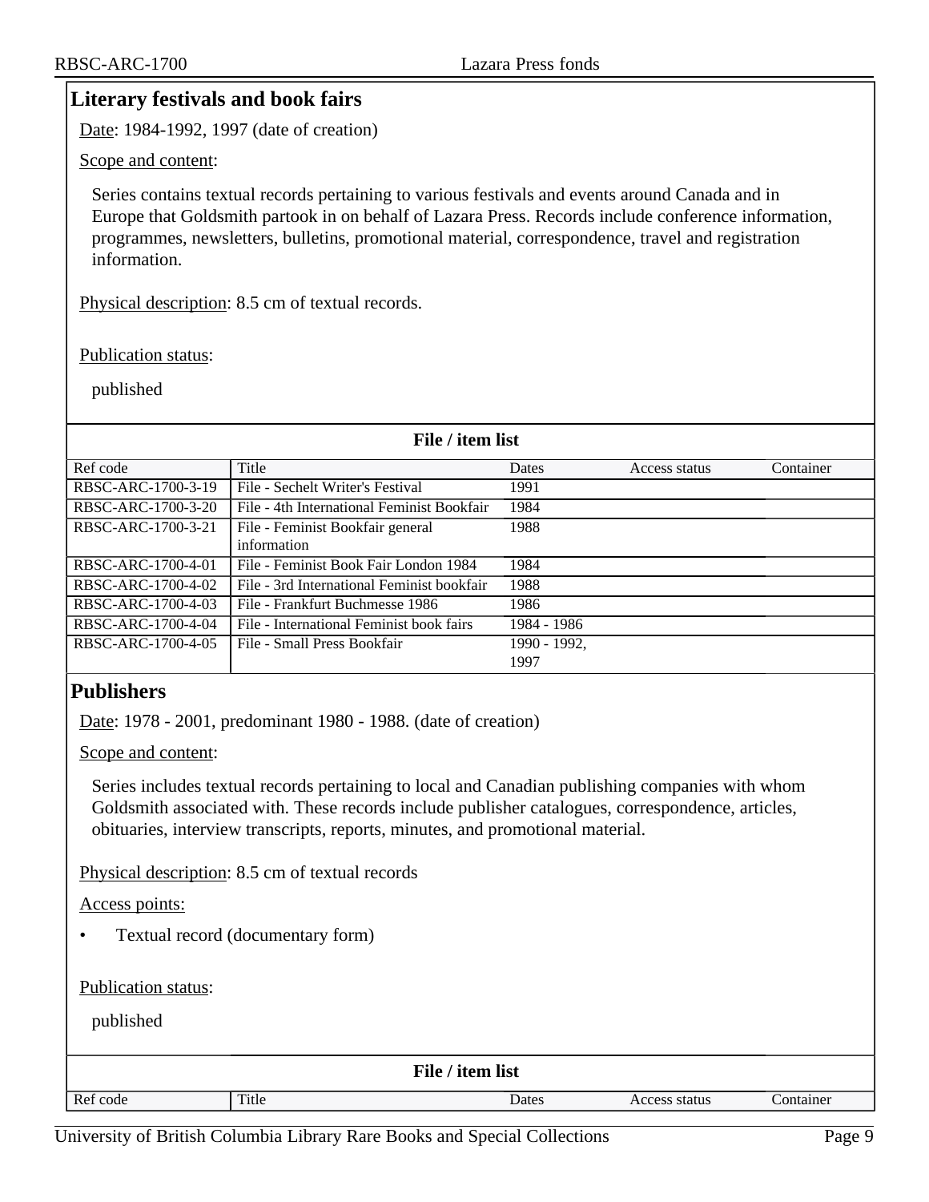## Literary festivals and book fairs

Date: 1984-1992, 1997 (date of creation)

Scope and content:

Series contains textual records pertaining to various festivals and events around Canada and in Europe that Goldsmith partook in on behalf of Lazara Press. Records include conference information, programmes, newsletters, bulletins, promotional material, correspondence, travel and registration information.

Physical description: 8.5 cm of textual records.

Publication status:

published

**File / item list**

| Ref code | Title | Dates | Access status | Container |
|---|---|---|---|---|
| RBSC-ARC-1700-3-19 | File - Sechelt Writer's Festival | 1991 | | |
| RBSC-ARC-1700-3-20 | File - 4th International Feminist Bookfair | 1984 | | |
| RBSC-ARC-1700-3-21 | File - Feminist Bookfair general information | 1988 | | |
| RBSC-ARC-1700-4-01 | File - Feminist Book Fair London 1984 | 1984 | | |
| RBSC-ARC-1700-4-02 | File - 3rd International Feminist bookfair | 1988 | | |
| RBSC-ARC-1700-4-03 | File - Frankfurt Buchmesse 1986 | 1986 | | |
| RBSC-ARC-1700-4-04 | File - International Feminist book fairs | 1984 - 1986 | | |
| RBSC-ARC-1700-4-05 | File - Small Press Bookfair | 1990 - 1992, 1997 | | |

## Publishers

Date: 1978 - 2001, predominant 1980 - 1988. (date of creation)

Scope and content:

Series includes textual records pertaining to local and Canadian publishing companies with whom Goldsmith associated with. These records include publisher catalogues, correspondence, articles, obituaries, interview transcripts, reports, minutes, and promotional material.

Physical description: 8.5 cm of textual records

Access points:

- Textual record (documentary form)

Publication status:

published

**File / item list**

| Ref code | Title | Dates | Access status | Container |
|---|---|---|---|---|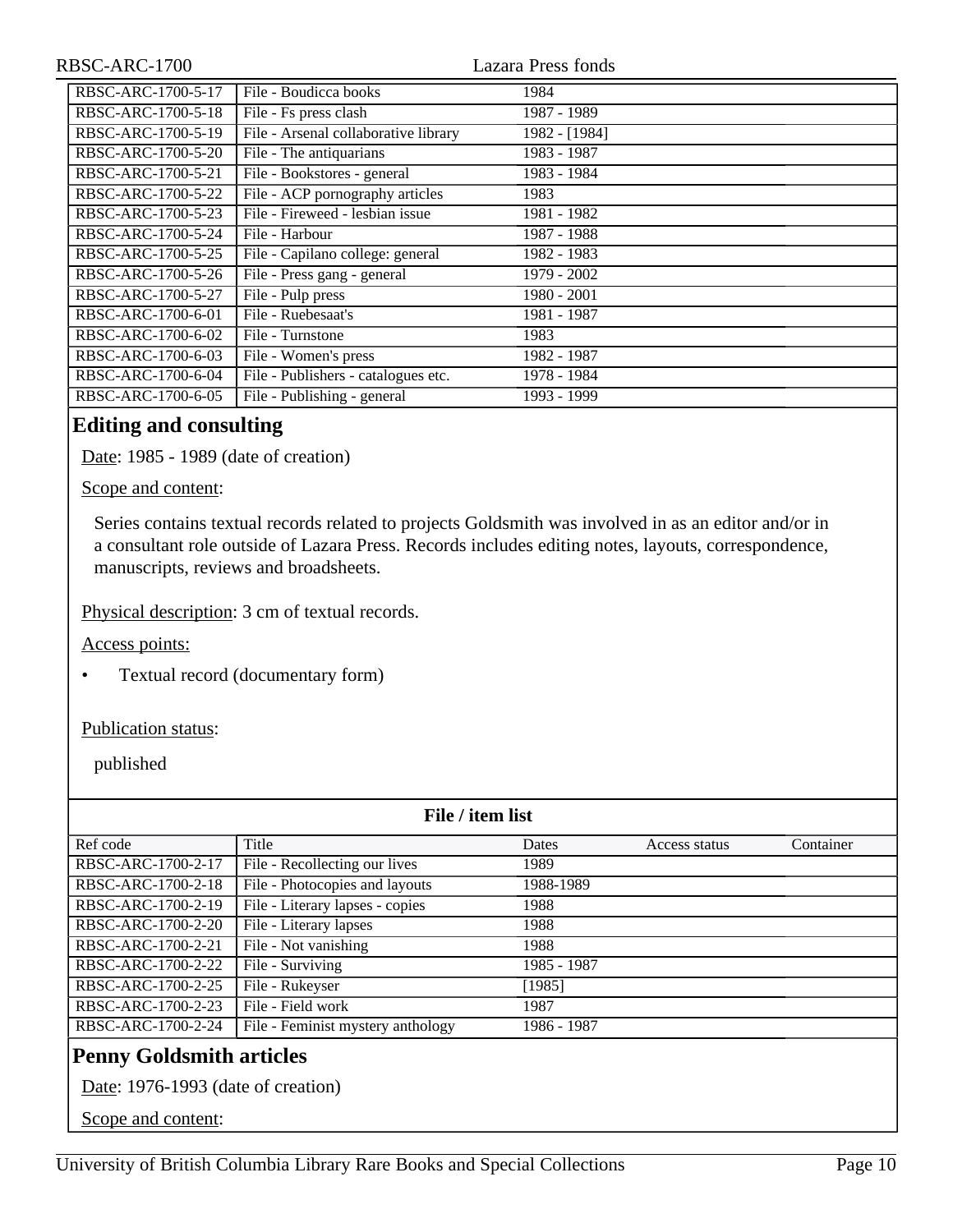| Ref code | Title | Dates | Access status | Container |
|---|---|---|---|---|
| RBSC-ARC-1700-5-17 | File - Boudicca books | 1984 | | |
| RBSC-ARC-1700-5-18 | File - Fs press clash | 1987 - 1989 | | |
| RBSC-ARC-1700-5-19 | File - Arsenal collaborative library | 1982 - [1984] | | |
| RBSC-ARC-1700-5-20 | File - The antiquarians | 1983 - 1987 | | |
| RBSC-ARC-1700-5-21 | File - Bookstores - general | 1983 - 1984 | | |
| RBSC-ARC-1700-5-22 | File - ACP pornography articles | 1983 | | |
| RBSC-ARC-1700-5-23 | File - Fireweed - lesbian issue | 1981 - 1982 | | |
| RBSC-ARC-1700-5-24 | File - Harbour | 1987 - 1988 | | |
| RBSC-ARC-1700-5-25 | File - Capilano college: general | 1982 - 1983 | | |
| RBSC-ARC-1700-5-26 | File - Press gang - general | 1979 - 2002 | | |
| RBSC-ARC-1700-5-27 | File - Pulp press | 1980 - 2001 | | |
| RBSC-ARC-1700-6-01 | File - Ruebesaat's | 1981 - 1987 | | |
| RBSC-ARC-1700-6-02 | File - Turnstone | 1983 | | |
| RBSC-ARC-1700-6-03 | File - Women's press | 1982 - 1987 | | |
| RBSC-ARC-1700-6-04 | File - Publishers - catalogues etc. | 1978 - 1984 | | |
| RBSC-ARC-1700-6-05 | File - Publishing - general | 1993 - 1999 | | |

## Editing and consulting

Date: 1985 - 1989 (date of creation)

Scope and content:

Series contains textual records related to projects Goldsmith was involved in as an editor and/or in a consultant role outside of Lazara Press. Records includes editing notes, layouts, correspondence, manuscripts, reviews and broadsheets.

Physical description: 3 cm of textual records.

Access points:

- Textual record (documentary form)

Publication status:

published

**File / item list**

| Ref code | Title | Dates | Access status | Container |
|---|---|---|---|---|
| RBSC-ARC-1700-2-17 | File - Recollecting our lives | 1989 | | |
| RBSC-ARC-1700-2-18 | File - Photocopies and layouts | 1988-1989 | | |
| RBSC-ARC-1700-2-19 | File - Literary lapses - copies | 1988 | | |
| RBSC-ARC-1700-2-20 | File - Literary lapses | 1988 | | |
| RBSC-ARC-1700-2-21 | File - Not vanishing | 1988 | | |
| RBSC-ARC-1700-2-22 | File - Surviving | 1985 - 1987 | | |
| RBSC-ARC-1700-2-25 | File - Rukeyser | [1985] | | |
| RBSC-ARC-1700-2-23 | File - Field work | 1987 | | |
| RBSC-ARC-1700-2-24 | File - Feminist mystery anthology | 1986 - 1987 | | |

## Penny Goldsmith articles

Date: 1976-1993 (date of creation)

Scope and content: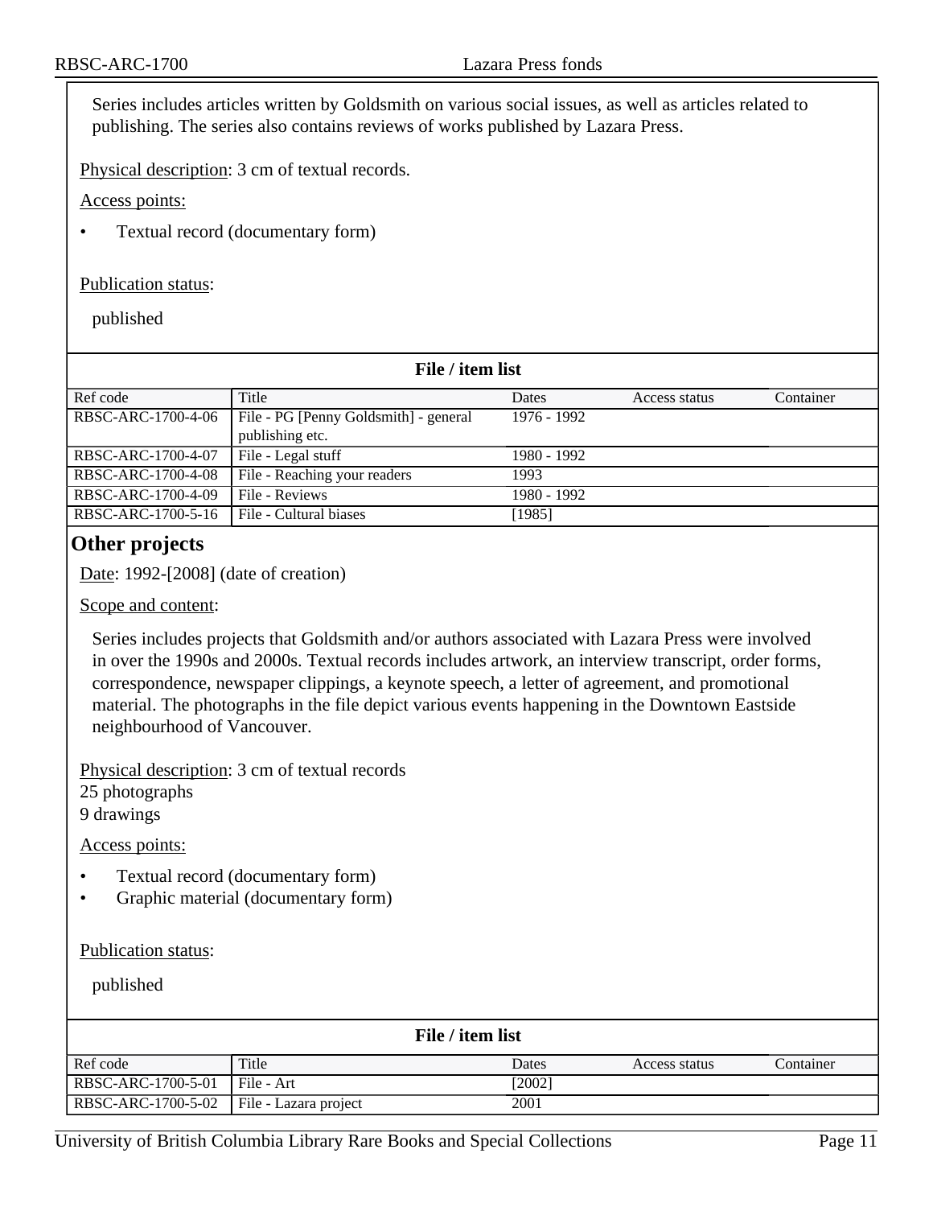Series includes articles written by Goldsmith on various social issues, as well as articles related to publishing. The series also contains reviews of works published by Lazara Press.

Physical description: 3 cm of textual records.

Access points:

- Textual record (documentary form)

Publication status:

published

**File / item list**

| Ref code | Title | Dates | Access status | Container |
|---|---|---|---|---|
| RBSC-ARC-1700-4-06 | File - PG [Penny Goldsmith] - general publishing etc. | 1976 - 1992 | | |
| RBSC-ARC-1700-4-07 | File - Legal stuff | 1980 - 1992 | | |
| RBSC-ARC-1700-4-08 | File - Reaching your readers | 1993 | | |
| RBSC-ARC-1700-4-09 | File - Reviews | 1980 - 1992 | | |
| RBSC-ARC-1700-5-16 | File - Cultural biases | [1985] | | |

## Other projects

Date: 1992-[2008] (date of creation)

Scope and content:

Series includes projects that Goldsmith and/or authors associated with Lazara Press were involved in over the 1990s and 2000s. Textual records includes artwork, an interview transcript, order forms, correspondence, newspaper clippings, a keynote speech, a letter of agreement, and promotional material. The photographs in the file depict various events happening in the Downtown Eastside neighbourhood of Vancouver.

Physical description: 3 cm of textual records
25 photographs
9 drawings

Access points:

- Textual record (documentary form)
- Graphic material (documentary form)

Publication status:

published

**File / item list**

| Ref code | Title | Dates | Access status | Container |
|---|---|---|---|---|
| RBSC-ARC-1700-5-01 | File - Art | [2002] | | |
| RBSC-ARC-1700-5-02 | File - Lazara project | 2001 | | |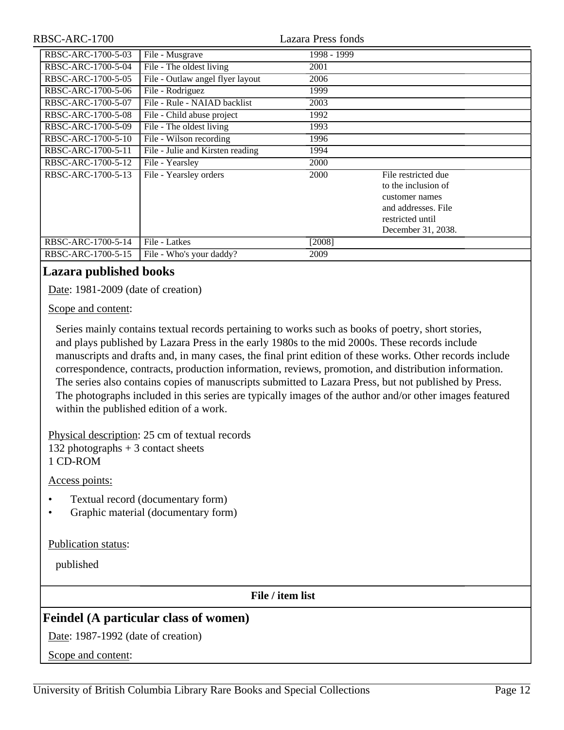| | | | |
|---|---|---|---|
| RBSC-ARC-1700-5-03 | File - Musgrave | 1998 - 1999 | |
| RBSC-ARC-1700-5-04 | File - The oldest living | 2001 | |
| RBSC-ARC-1700-5-05 | File - Outlaw angel flyer layout | 2006 | |
| RBSC-ARC-1700-5-06 | File - Rodriguez | 1999 | |
| RBSC-ARC-1700-5-07 | File - Rule - NAIAD backlist | 2003 | |
| RBSC-ARC-1700-5-08 | File - Child abuse project | 1992 | |
| RBSC-ARC-1700-5-09 | File - The oldest living | 1993 | |
| RBSC-ARC-1700-5-10 | File - Wilson recording | 1996 | |
| RBSC-ARC-1700-5-11 | File - Julie and Kirsten reading | 1994 | |
| RBSC-ARC-1700-5-12 | File - Yearsley | 2000 | |
| RBSC-ARC-1700-5-13 | File - Yearsley orders | 2000 | File restricted due to the inclusion of customer names and addresses. File restricted until December 31, 2038. |
| RBSC-ARC-1700-5-14 | File - Latkes | [2008] | |
| RBSC-ARC-1700-5-15 | File - Who's your daddy? | 2009 | |

## Lazara published books

Date: 1981-2009 (date of creation)

Scope and content:

Series mainly contains textual records pertaining to works such as books of poetry, short stories, and plays published by Lazara Press in the early 1980s to the mid 2000s. These records include manuscripts and drafts and, in many cases, the final print edition of these works. Other records include correspondence, contracts, production information, reviews, promotion, and distribution information. The series also contains copies of manuscripts submitted to Lazara Press, but not published by Press. The photographs included in this series are typically images of the author and/or other images featured within the published edition of a work.

Physical description: 25 cm of textual records
132 photographs + 3 contact sheets
1 CD-ROM

Access points:

- Textual record (documentary form)
- Graphic material (documentary form)

Publication status:

published

**File / item list**

## Feindel (A particular class of women)

Date: 1987-1992 (date of creation)

Scope and content: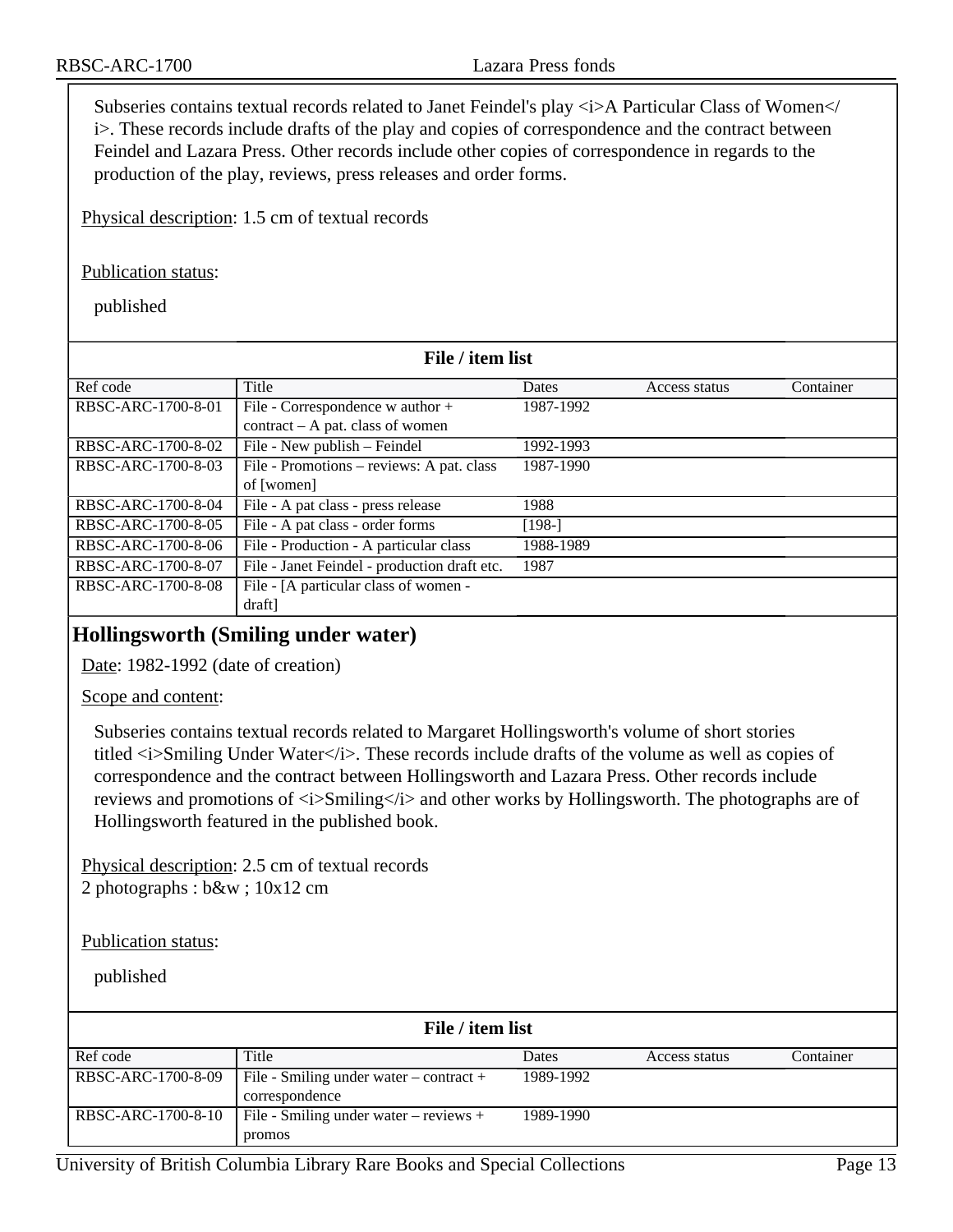Subseries contains textual records related to Janet Feindel's play <i>A Particular Class of Women</i>. These records include drafts of the play and copies of correspondence and the contract between Feindel and Lazara Press. Other records include other copies of correspondence in regards to the production of the play, reviews, press releases and order forms.

Physical description: 1.5 cm of textual records

Publication status:

published

**File / item list**

| Ref code | Title | Dates | Access status | Container |
|---|---|---|---|---|
| RBSC-ARC-1700-8-01 | File - Correspondence w author + contract – A pat. class of women | 1987-1992 | | |
| RBSC-ARC-1700-8-02 | File - New publish – Feindel | 1992-1993 | | |
| RBSC-ARC-1700-8-03 | File - Promotions – reviews: A pat. class of [women] | 1987-1990 | | |
| RBSC-ARC-1700-8-04 | File - A pat class - press release | 1988 | | |
| RBSC-ARC-1700-8-05 | File - A pat class - order forms | [198-] | | |
| RBSC-ARC-1700-8-06 | File - Production - A particular class | 1988-1989 | | |
| RBSC-ARC-1700-8-07 | File - Janet Feindel - production draft etc. | 1987 | | |
| RBSC-ARC-1700-8-08 | File - [A particular class of women - draft] | | | |

## Hollingsworth (Smiling under water)

Date: 1982-1992 (date of creation)

Scope and content:

Subseries contains textual records related to Margaret Hollingsworth's volume of short stories titled <i>Smiling Under Water</i>. These records include drafts of the volume as well as copies of correspondence and the contract between Hollingsworth and Lazara Press. Other records include reviews and promotions of <i>Smiling</i> and other works by Hollingsworth. The photographs are of Hollingsworth featured in the published book.

Physical description: 2.5 cm of textual records
2 photographs : b&w ; 10x12 cm

Publication status:

published

**File / item list**

| Ref code | Title | Dates | Access status | Container |
|---|---|---|---|---|
| RBSC-ARC-1700-8-09 | File - Smiling under water – contract + correspondence | 1989-1992 | | |
| RBSC-ARC-1700-8-10 | File - Smiling under water – reviews + promos | 1989-1990 | | |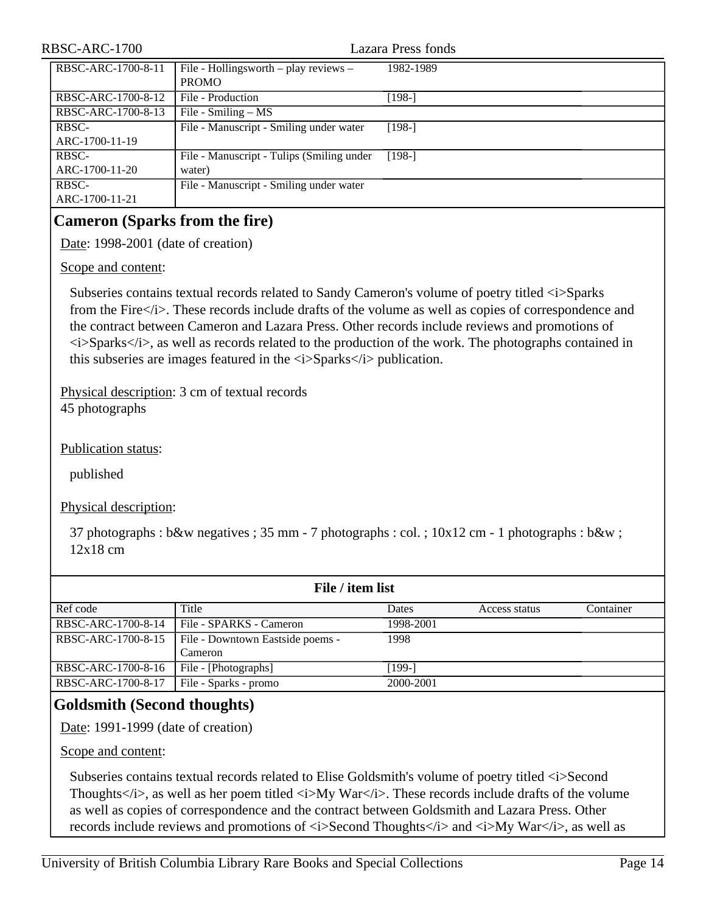| Ref code | Title | Dates | Access status | Container |
|---|---|---|---|---|
| RBSC-ARC-1700-8-11 | File - Hollingsworth – play reviews – PROMO | 1982-1989 | | |
| RBSC-ARC-1700-8-12 | File - Production | [198-] | | |
| RBSC-ARC-1700-8-13 | File - Smiling – MS | | | |
| RBSC-ARC-1700-11-19 | File - Manuscript - Smiling under water | [198-] | | |
| RBSC-ARC-1700-11-20 | File - Manuscript - Tulips (Smiling under water) | [198-] | | |
| RBSC-ARC-1700-11-21 | File - Manuscript - Smiling under water | | | |

## Cameron (Sparks from the fire)

Date: 1998-2001 (date of creation)

Scope and content:

Subseries contains textual records related to Sandy Cameron's volume of poetry titled <i>Sparks from the Fire</i>. These records include drafts of the volume as well as copies of correspondence and the contract between Cameron and Lazara Press. Other records include reviews and promotions of <i>Sparks</i>, as well as records related to the production of the work. The photographs contained in this subseries are images featured in the <i>Sparks</i> publication.

Physical description: 3 cm of textual records
45 photographs

Publication status:

published

Physical description:

37 photographs : b&w negatives ; 35 mm - 7 photographs : col. ; 10x12 cm - 1 photographs : b&w ; 12x18 cm

**File / item list**

| Ref code | Title | Dates | Access status | Container |
|---|---|---|---|---|
| RBSC-ARC-1700-8-14 | File - SPARKS - Cameron | 1998-2001 | | |
| RBSC-ARC-1700-8-15 | File - Downtown Eastside poems - Cameron | 1998 | | |
| RBSC-ARC-1700-8-16 | File - [Photographs] | [199-] | | |
| RBSC-ARC-1700-8-17 | File - Sparks - promo | 2000-2001 | | |

## Goldsmith (Second thoughts)

Date: 1991-1999 (date of creation)

Scope and content:

Subseries contains textual records related to Elise Goldsmith's volume of poetry titled <i>Second Thoughts</i>, as well as her poem titled <i>My War</i>. These records include drafts of the volume as well as copies of correspondence and the contract between Goldsmith and Lazara Press. Other records include reviews and promotions of <i>Second Thoughts</i> and <i>My War</i>, as well as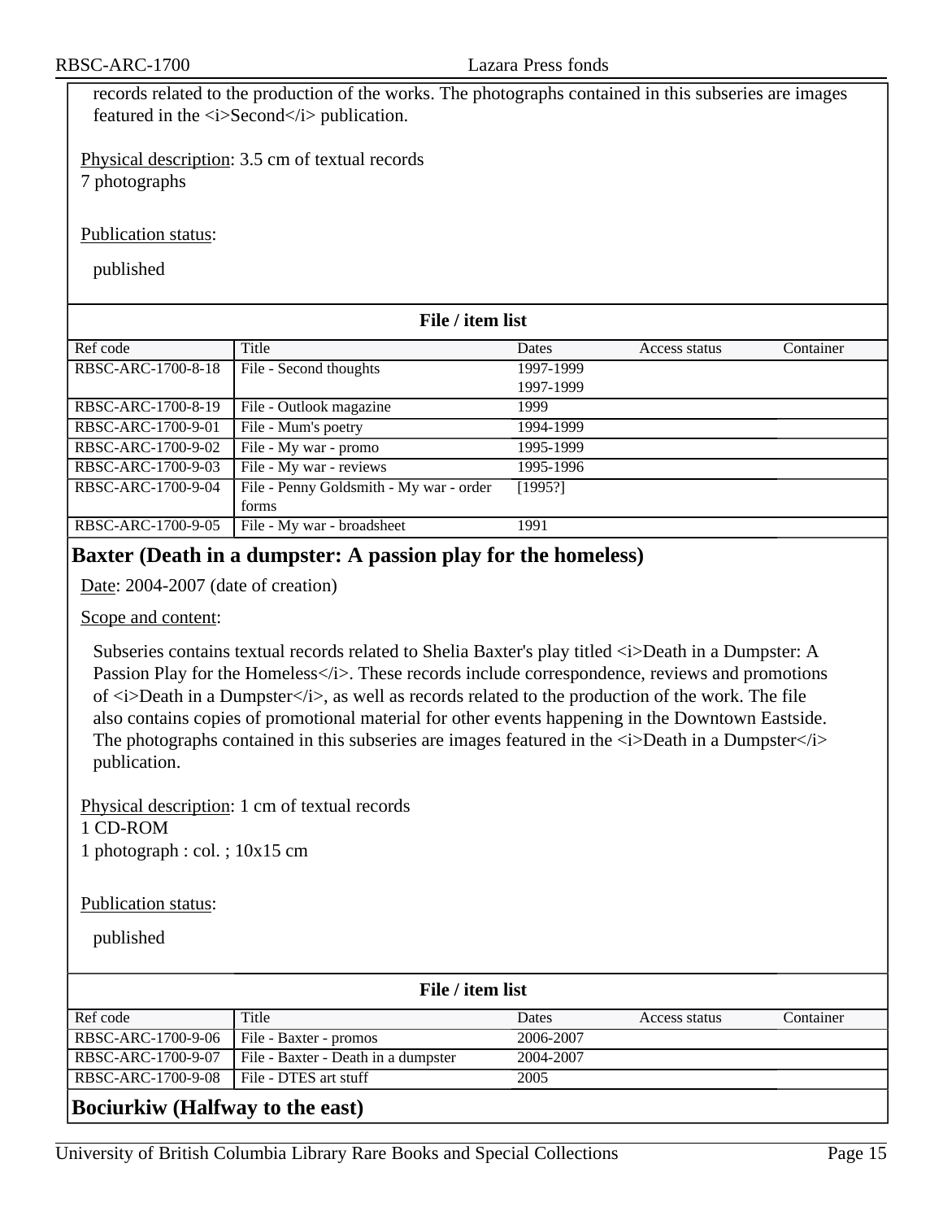records related to the production of the works. The photographs contained in this subseries are images featured in the <i>Second</i> publication.

Physical description: 3.5 cm of textual records
7 photographs

Publication status:

published

**File / item list**

| Ref code | Title | Dates | Access status | Container |
|---|---|---|---|---|
| RBSC-ARC-1700-8-18 | File - Second thoughts | 1997-1999<br>1997-1999 | | |
| RBSC-ARC-1700-8-19 | File - Outlook magazine | 1999 | | |
| RBSC-ARC-1700-9-01 | File - Mum's poetry | 1994-1999 | | |
| RBSC-ARC-1700-9-02 | File - My war - promo | 1995-1999 | | |
| RBSC-ARC-1700-9-03 | File - My war - reviews | 1995-1996 | | |
| RBSC-ARC-1700-9-04 | File - Penny Goldsmith - My war - order forms | [1995?] | | |
| RBSC-ARC-1700-9-05 | File - My war - broadsheet | 1991 | | |

## Baxter (Death in a dumpster: A passion play for the homeless)

Date: 2004-2007 (date of creation)

Scope and content:

Subseries contains textual records related to Shelia Baxter's play titled <i>Death in a Dumpster: A Passion Play for the Homeless</i>. These records include correspondence, reviews and promotions of <i>Death in a Dumpster</i>, as well as records related to the production of the work. The file also contains copies of promotional material for other events happening in the Downtown Eastside. The photographs contained in this subseries are images featured in the <i>Death in a Dumpster</i> publication.

Physical description: 1 cm of textual records
1 CD-ROM
1 photograph : col. ; 10x15 cm

Publication status:

published

**File / item list**

| Ref code | Title | Dates | Access status | Container |
|---|---|---|---|---|
| RBSC-ARC-1700-9-06 | File - Baxter - promos | 2006-2007 | | |
| RBSC-ARC-1700-9-07 | File - Baxter - Death in a dumpster | 2004-2007 | | |
| RBSC-ARC-1700-9-08 | File - DTES art stuff | 2005 | | |

## Bociurkiw (Halfway to the east)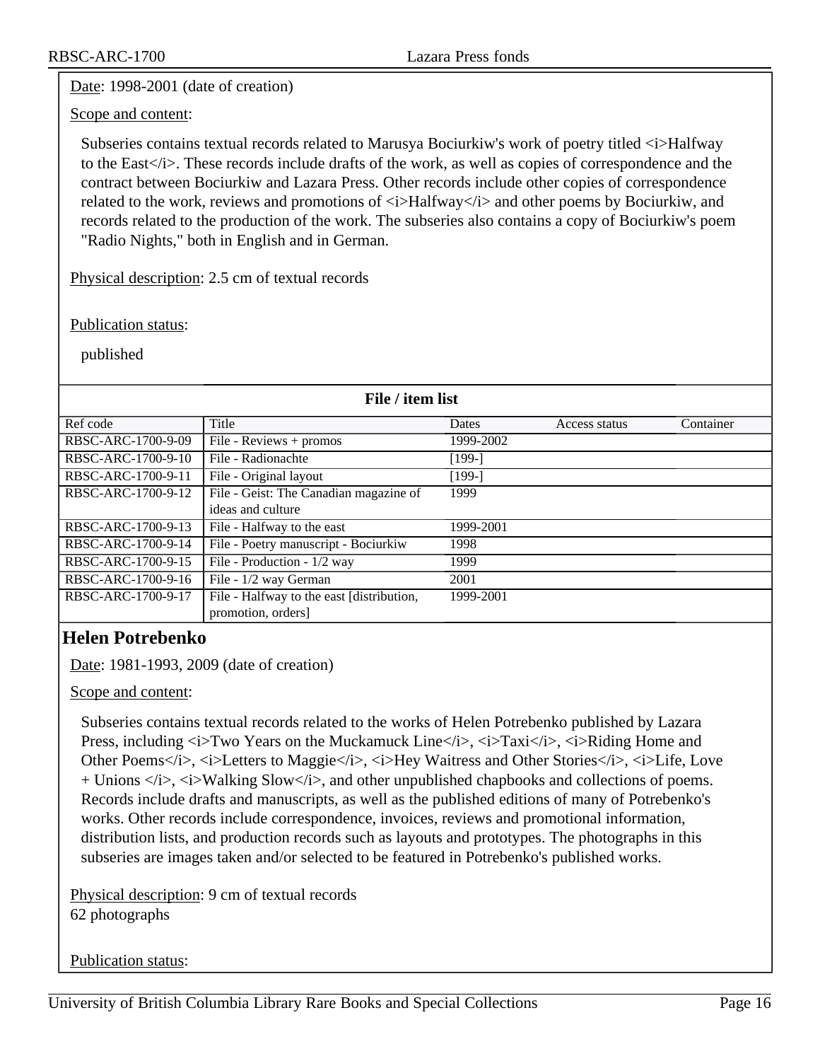Date: 1998-2001 (date of creation)

Scope and content:

Subseries contains textual records related to Marusya Bociurkiw's work of poetry titled <i>Halfway to the East</i>. These records include drafts of the work, as well as copies of correspondence and the contract between Bociurkiw and Lazara Press. Other records include other copies of correspondence related to the work, reviews and promotions of <i>Halfway</i> and other poems by Bociurkiw, and records related to the production of the work. The subseries also contains a copy of Bociurkiw's poem "Radio Nights," both in English and in German.

Physical description: 2.5 cm of textual records

Publication status:

published

**File / item list**

| Ref code | Title | Dates | Access status | Container |
|---|---|---|---|---|
| RBSC-ARC-1700-9-09 | File - Reviews + promos | 1999-2002 | | |
| RBSC-ARC-1700-9-10 | File - Radionachte | [199-] | | |
| RBSC-ARC-1700-9-11 | File - Original layout | [199-] | | |
| RBSC-ARC-1700-9-12 | File - Geist: The Canadian magazine of ideas and culture | 1999 | | |
| RBSC-ARC-1700-9-13 | File - Halfway to the east | 1999-2001 | | |
| RBSC-ARC-1700-9-14 | File - Poetry manuscript - Bociurkiw | 1998 | | |
| RBSC-ARC-1700-9-15 | File - Production - 1/2 way | 1999 | | |
| RBSC-ARC-1700-9-16 | File - 1/2 way German | 2001 | | |
| RBSC-ARC-1700-9-17 | File - Halfway to the east [distribution, promotion, orders] | 1999-2001 | | |

## Helen Potrebenko

Date: 1981-1993, 2009 (date of creation)

Scope and content:

Subseries contains textual records related to the works of Helen Potrebenko published by Lazara Press, including <i>Two Years on the Muckamuck Line</i>, <i>Taxi</i>, <i>Riding Home and Other Poems</i>, <i>Letters to Maggie</i>, <i>Hey Waitress and Other Stories</i>, <i>Life, Love + Unions </i>, <i>Walking Slow</i>, and other unpublished chapbooks and collections of poems. Records include drafts and manuscripts, as well as the published editions of many of Potrebenko's works. Other records include correspondence, invoices, reviews and promotional information, distribution lists, and production records such as layouts and prototypes. The photographs in this subseries are images taken and/or selected to be featured in Potrebenko's published works.

Physical description: 9 cm of textual records
62 photographs

Publication status: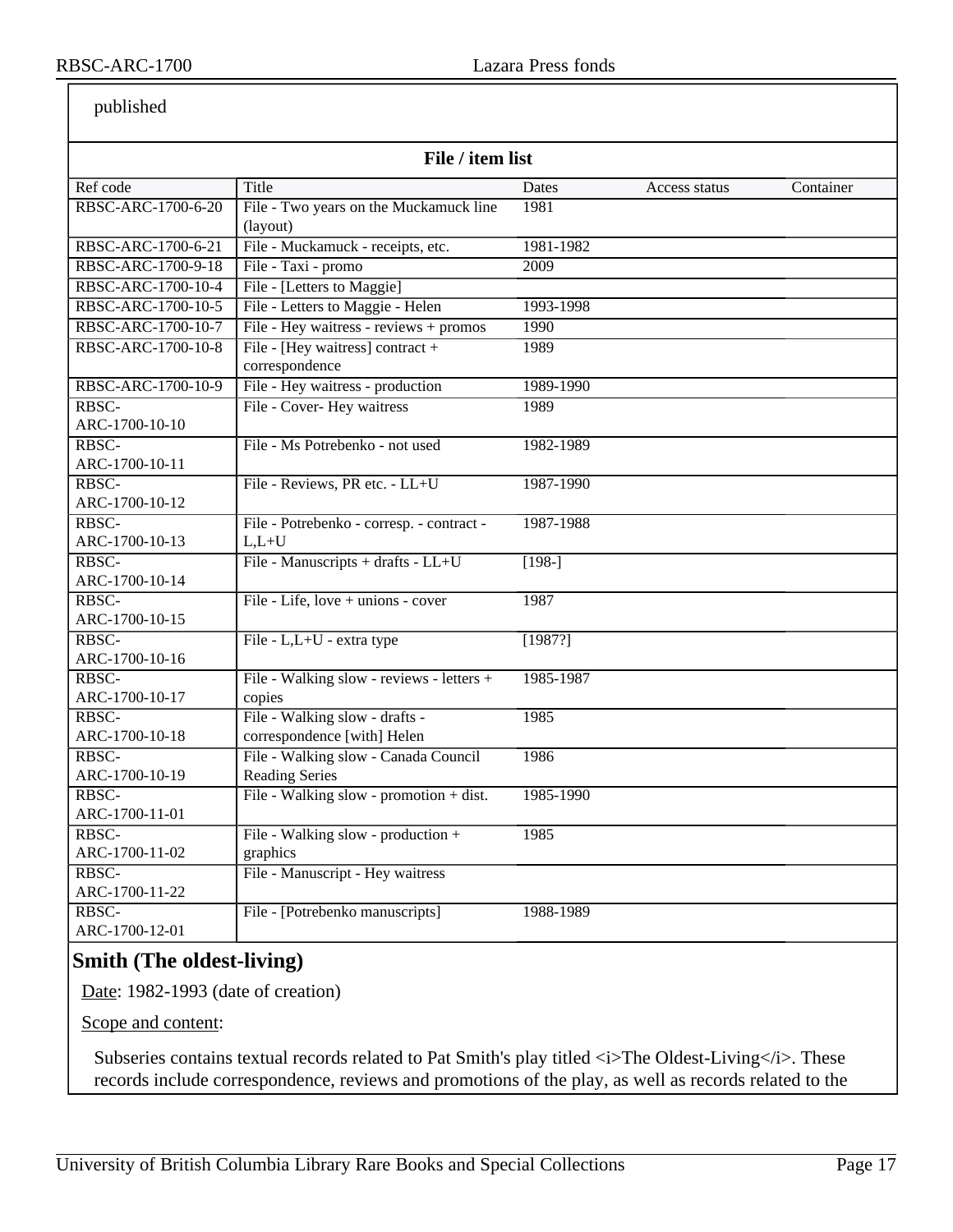published

**File / item list**

| Ref code | Title | Dates | Access status | Container |
|---|---|---|---|---|
| RBSC-ARC-1700-6-20 | File - Two years on the Muckamuck line (layout) | 1981 | | |
| RBSC-ARC-1700-6-21 | File - Muckamuck - receipts, etc. | 1981-1982 | | |
| RBSC-ARC-1700-9-18 | File - Taxi - promo | 2009 | | |
| RBSC-ARC-1700-10-4 | File - [Letters to Maggie] | | | |
| RBSC-ARC-1700-10-5 | File - Letters to Maggie - Helen | 1993-1998 | | |
| RBSC-ARC-1700-10-7 | File - Hey waitress - reviews + promos | 1990 | | |
| RBSC-ARC-1700-10-8 | File - [Hey waitress] contract + correspondence | 1989 | | |
| RBSC-ARC-1700-10-9 | File - Hey waitress - production | 1989-1990 | | |
| RBSC-ARC-1700-10-10 | File - Cover- Hey waitress | 1989 | | |
| RBSC-ARC-1700-10-11 | File - Ms Potrebenko - not used | 1982-1989 | | |
| RBSC-ARC-1700-10-12 | File - Reviews, PR etc. - LL+U | 1987-1990 | | |
| RBSC-ARC-1700-10-13 | File - Potrebenko - corresp. - contract - L,L+U | 1987-1988 | | |
| RBSC-ARC-1700-10-14 | File - Manuscripts + drafts - LL+U | [198-] | | |
| RBSC-ARC-1700-10-15 | File - Life, love + unions - cover | 1987 | | |
| RBSC-ARC-1700-10-16 | File - L,L+U - extra type | [1987?] | | |
| RBSC-ARC-1700-10-17 | File - Walking slow - reviews - letters + copies | 1985-1987 | | |
| RBSC-ARC-1700-10-18 | File - Walking slow - drafts - correspondence [with] Helen | 1985 | | |
| RBSC-ARC-1700-10-19 | File - Walking slow - Canada Council Reading Series | 1986 | | |
| RBSC-ARC-1700-11-01 | File - Walking slow - promotion + dist. | 1985-1990 | | |
| RBSC-ARC-1700-11-02 | File - Walking slow - production + graphics | 1985 | | |
| RBSC-ARC-1700-11-22 | File - Manuscript - Hey waitress | | | |
| RBSC-ARC-1700-12-01 | File - [Potrebenko manuscripts] | 1988-1989 | | |

## Smith (The oldest-living)

Date: 1982-1993 (date of creation)

Scope and content:

Subseries contains textual records related to Pat Smith's play titled <i>The Oldest-Living</i>. These records include correspondence, reviews and promotions of the play, as well as records related to the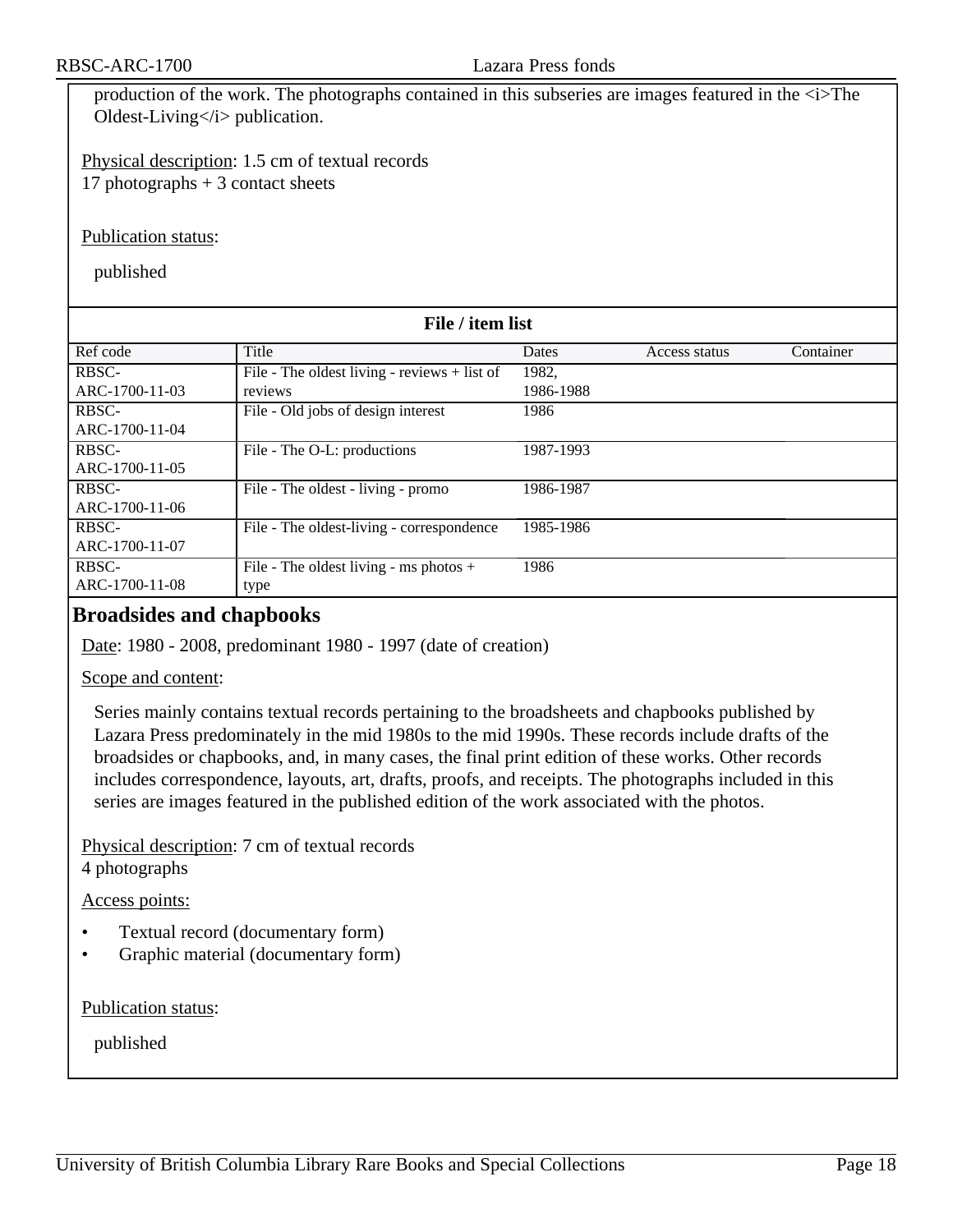production of the work. The photographs contained in this subseries are images featured in the <i>The Oldest-Living</i> publication.

Physical description: 1.5 cm of textual records
17 photographs + 3 contact sheets

Publication status:

published

**File / item list**

| Ref code | Title | Dates | Access status | Container |
|---|---|---|---|---|
| RBSC-ARC-1700-11-03 | File - The oldest living - reviews + list of reviews | 1982, 1986-1988 | | |
| RBSC-ARC-1700-11-04 | File - Old jobs of design interest | 1986 | | |
| RBSC-ARC-1700-11-05 | File - The O-L: productions | 1987-1993 | | |
| RBSC-ARC-1700-11-06 | File - The oldest - living - promo | 1986-1987 | | |
| RBSC-ARC-1700-11-07 | File - The oldest-living - correspondence | 1985-1986 | | |
| RBSC-ARC-1700-11-08 | File - The oldest living - ms photos + type | 1986 | | |

## Broadsides and chapbooks

Date: 1980 - 2008, predominant 1980 - 1997 (date of creation)

Scope and content:

Series mainly contains textual records pertaining to the broadsheets and chapbooks published by Lazara Press predominately in the mid 1980s to the mid 1990s. These records include drafts of the broadsides or chapbooks, and, in many cases, the final print edition of these works. Other records includes correspondence, layouts, art, drafts, proofs, and receipts. The photographs included in this series are images featured in the published edition of the work associated with the photos.

Physical description: 7 cm of textual records
4 photographs

Access points:

- Textual record (documentary form)
- Graphic material (documentary form)

Publication status:

published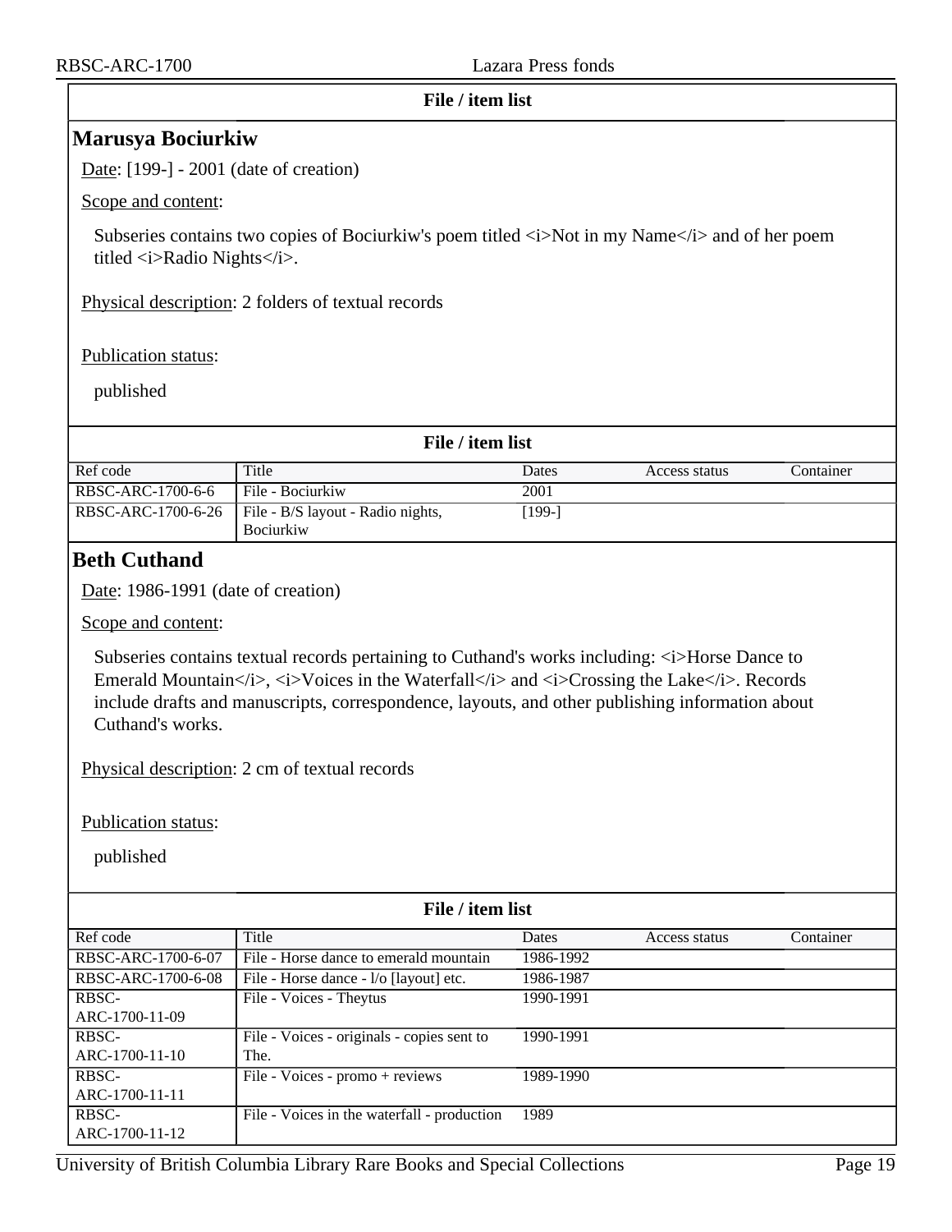### File / item list

## Marusya Bociurkiw

Date: [199-] - 2001 (date of creation)

Scope and content:

Subseries contains two copies of Bociurkiw's poem titled <i>Not in my Name</i> and of her poem titled <i>Radio Nights</i>.

Physical description: 2 folders of textual records

Publication status:

published

### File / item list

| Ref code | Title | Dates | Access status | Container |
|---|---|---|---|---|
| RBSC-ARC-1700-6-6 | File - Bociurkiw | 2001 | | |
| RBSC-ARC-1700-6-26 | File - B/S layout - Radio nights, Bociurkiw | [199-] | | |

## Beth Cuthand

Date: 1986-1991 (date of creation)

Scope and content:

Subseries contains textual records pertaining to Cuthand's works including: <i>Horse Dance to Emerald Mountain</i>, <i>Voices in the Waterfall</i> and <i>Crossing the Lake</i>. Records include drafts and manuscripts, correspondence, layouts, and other publishing information about Cuthand's works.

Physical description: 2 cm of textual records

Publication status:

published

### File / item list

| Ref code | Title | Dates | Access status | Container |
|---|---|---|---|---|
| RBSC-ARC-1700-6-07 | File - Horse dance to emerald mountain | 1986-1992 | | |
| RBSC-ARC-1700-6-08 | File - Horse dance - l/o [layout] etc. | 1986-1987 | | |
| RBSC-ARC-1700-11-09 | File - Voices - Theytus | 1990-1991 | | |
| RBSC-ARC-1700-11-10 | File - Voices - originals - copies sent to The. | 1990-1991 | | |
| RBSC-ARC-1700-11-11 | File - Voices - promo + reviews | 1989-1990 | | |
| RBSC-ARC-1700-11-12 | File - Voices in the waterfall - production | 1989 | | |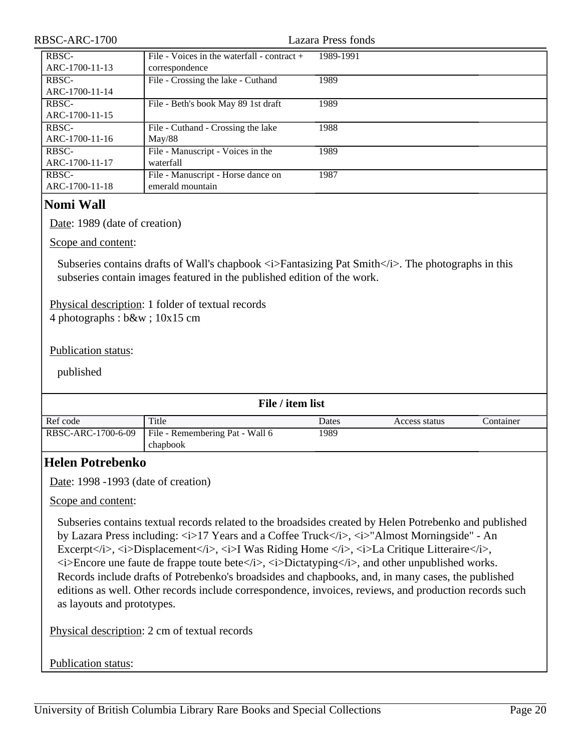| Ref code | Title | Dates | Access status | Container |
| --- | --- | --- | --- | --- |
| RBSC-ARC-1700-11-13 | File - Voices in the waterfall - contract + correspondence | 1989-1991 | | |
| RBSC-ARC-1700-11-14 | File - Crossing the lake - Cuthand | 1989 | | |
| RBSC-ARC-1700-11-15 | File - Beth's book May 89 1st draft | 1989 | | |
| RBSC-ARC-1700-11-16 | File - Cuthand - Crossing the lake May/88 | 1988 | | |
| RBSC-ARC-1700-11-17 | File - Manuscript - Voices in the waterfall | 1989 | | |
| RBSC-ARC-1700-11-18 | File - Manuscript - Horse dance on emerald mountain | 1987 | | |

## Nomi Wall

Date: 1989 (date of creation)

Scope and content:

Subseries contains drafts of Wall's chapbook <i>Fantasizing Pat Smith</i>. The photographs in this subseries contain images featured in the published edition of the work.

Physical description: 1 folder of textual records
4 photographs : b&w ; 10x15 cm

Publication status:

published

**File / item list**

| Ref code | Title | Dates | Access status | Container |
| --- | --- | --- | --- | --- |
| RBSC-ARC-1700-6-09 | File - Remembering Pat - Wall 6 chapbook | 1989 | | |

## Helen Potrebenko

Date: 1998 -1993 (date of creation)

Scope and content:

Subseries contains textual records related to the broadsides created by Helen Potrebenko and published by Lazara Press including: <i>17 Years and a Coffee Truck</i>, <i>"Almost Morningside" - An Excerpt</i>, <i>Displacement</i>, <i>I Was Riding Home </i>, <i>La Critique Litteraire</i>, <i>Encore une faute de frappe toute bete</i>, <i>Dictatyping</i>, and other unpublished works. Records include drafts of Potrebenko's broadsides and chapbooks, and, in many cases, the published editions as well. Other records include correspondence, invoices, reviews, and production records such as layouts and prototypes.

Physical description: 2 cm of textual records

Publication status: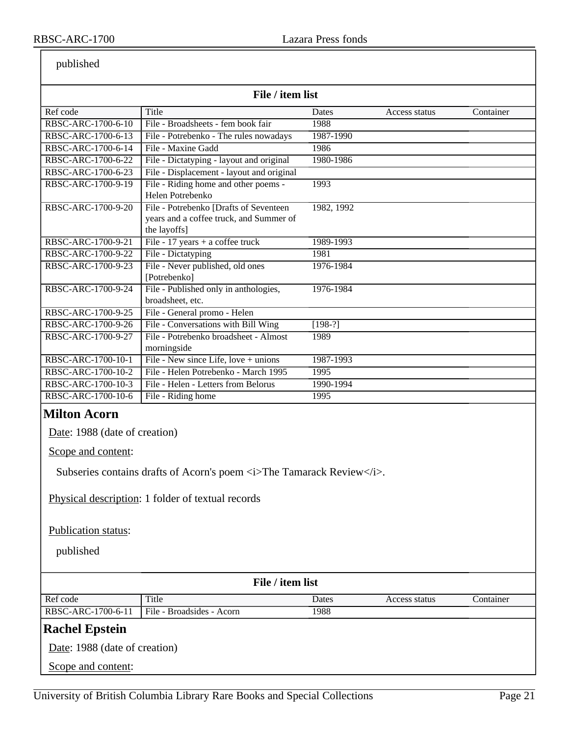published

**File / item list**

| Ref code | Title | Dates | Access status | Container |
|---|---|---|---|---|
| RBSC-ARC-1700-6-10 | File - Broadsheets - fem book fair | 1988 | | |
| RBSC-ARC-1700-6-13 | File - Potrebenko - The rules nowadays | 1987-1990 | | |
| RBSC-ARC-1700-6-14 | File - Maxine Gadd | 1986 | | |
| RBSC-ARC-1700-6-22 | File - Dictatyping - layout and original | 1980-1986 | | |
| RBSC-ARC-1700-6-23 | File - Displacement - layout and original | | | |
| RBSC-ARC-1700-9-19 | File - Riding home and other poems - Helen Potrebenko | 1993 | | |
| RBSC-ARC-1700-9-20 | File - Potrebenko [Drafts of Seventeen years and a coffee truck, and Summer of the layoffs] | 1982, 1992 | | |
| RBSC-ARC-1700-9-21 | File - 17 years + a coffee truck | 1989-1993 | | |
| RBSC-ARC-1700-9-22 | File - Dictatyping | 1981 | | |
| RBSC-ARC-1700-9-23 | File - Never published, old ones [Potrebenko] | 1976-1984 | | |
| RBSC-ARC-1700-9-24 | File - Published only in anthologies, broadsheet, etc. | 1976-1984 | | |
| RBSC-ARC-1700-9-25 | File - General promo - Helen | | | |
| RBSC-ARC-1700-9-26 | File - Conversations with Bill Wing | [198-?] | | |
| RBSC-ARC-1700-9-27 | File - Potrebenko broadsheet - Almost morningside | 1989 | | |
| RBSC-ARC-1700-10-1 | File - New since Life, love + unions | 1987-1993 | | |
| RBSC-ARC-1700-10-2 | File - Helen Potrebenko - March 1995 | 1995 | | |
| RBSC-ARC-1700-10-3 | File - Helen - Letters from Belorus | 1990-1994 | | |
| RBSC-ARC-1700-10-6 | File - Riding home | 1995 | | |

## Milton Acorn

Date: 1988 (date of creation)

Scope and content:

Subseries contains drafts of Acorn's poem <i>The Tamarack Review</i>.

Physical description: 1 folder of textual records

Publication status:

published

**File / item list**

| Ref code | Title | Dates | Access status | Container |
|---|---|---|---|---|
| RBSC-ARC-1700-6-11 | File - Broadsides - Acorn | 1988 | | |

## Rachel Epstein

Date: 1988 (date of creation)

Scope and content: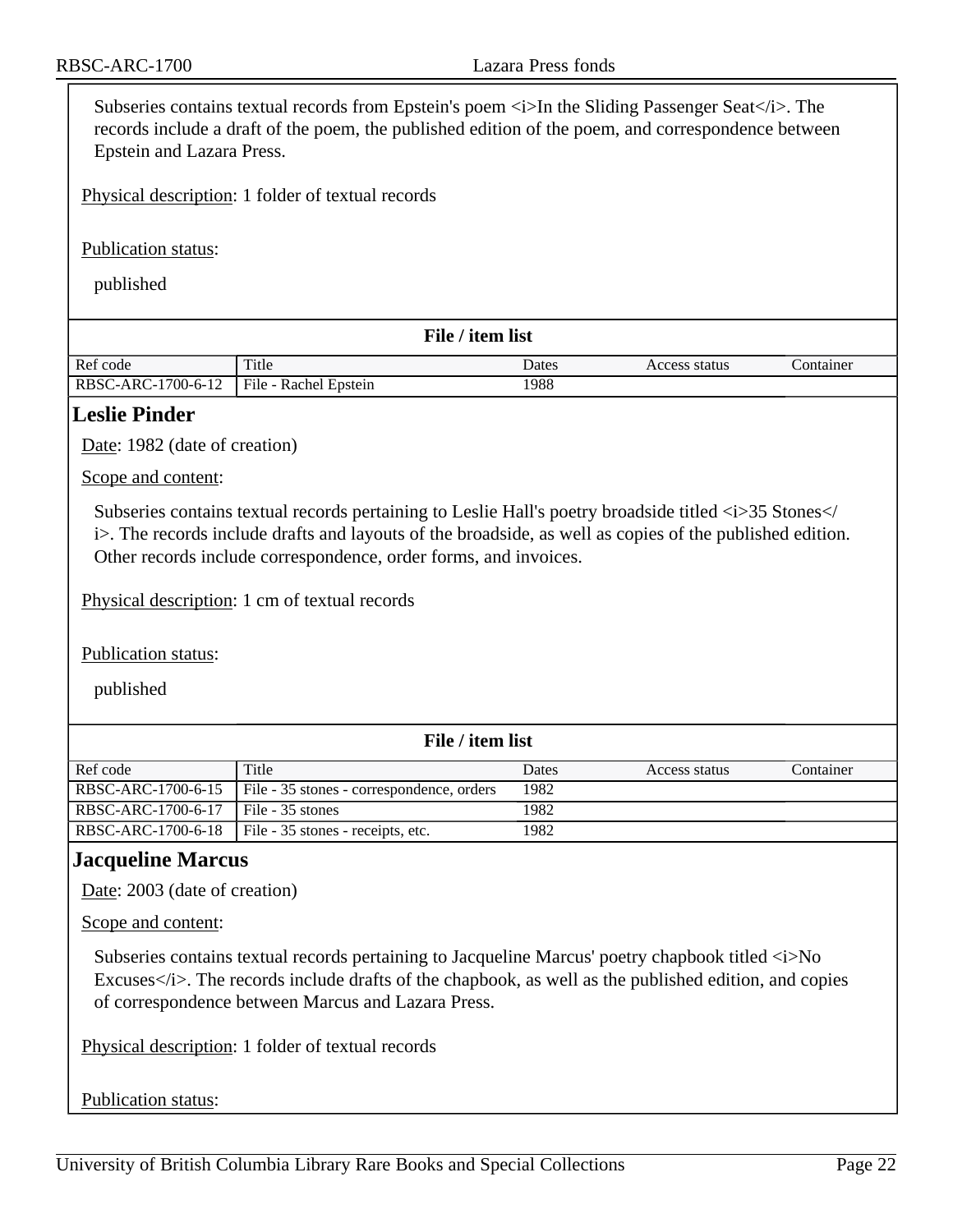Subseries contains textual records from Epstein's poem <i>In the Sliding Passenger Seat</i>. The records include a draft of the poem, the published edition of the poem, and correspondence between Epstein and Lazara Press.

Physical description: 1 folder of textual records

Publication status:

published

**File / item list**

| Ref code | Title | Dates | Access status | Container |
|---|---|---|---|---|
| RBSC-ARC-1700-6-12 | File - Rachel Epstein | 1988 | | |

## Leslie Pinder

Date: 1982 (date of creation)

Scope and content:

Subseries contains textual records pertaining to Leslie Hall's poetry broadside titled <i>35 Stones</i>. The records include drafts and layouts of the broadside, as well as copies of the published edition. Other records include correspondence, order forms, and invoices.

Physical description: 1 cm of textual records

Publication status:

published

**File / item list**

| Ref code | Title | Dates | Access status | Container |
|---|---|---|---|---|
| RBSC-ARC-1700-6-15 | File - 35 stones - correspondence, orders | 1982 | | |
| RBSC-ARC-1700-6-17 | File - 35 stones | 1982 | | |
| RBSC-ARC-1700-6-18 | File - 35 stones - receipts, etc. | 1982 | | |

## Jacqueline Marcus

Date: 2003 (date of creation)

Scope and content:

Subseries contains textual records pertaining to Jacqueline Marcus' poetry chapbook titled <i>No Excuses</i>. The records include drafts of the chapbook, as well as the published edition, and copies of correspondence between Marcus and Lazara Press.

Physical description: 1 folder of textual records

Publication status: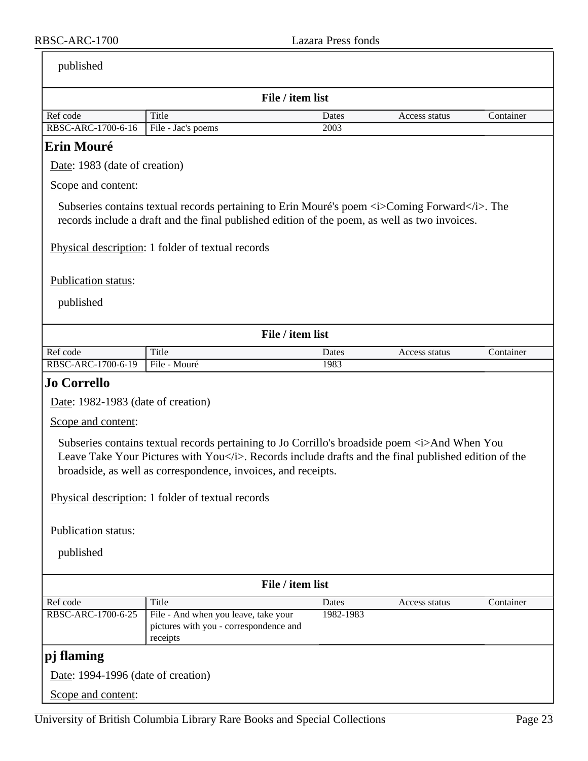published

**File / item list**

| Ref code | Title | Dates | Access status | Container |
|---|---|---|---|---|
| RBSC-ARC-1700-6-16 | File - Jac's poems | 2003 | | |

## Erin Mouré

Date: 1983 (date of creation)

Scope and content:

Subseries contains textual records pertaining to Erin Mouré's poem <i>Coming Forward</i>. The records include a draft and the final published edition of the poem, as well as two invoices.

Physical description: 1 folder of textual records

Publication status:

published

**File / item list**

| Ref code | Title | Dates | Access status | Container |
|---|---|---|---|---|
| RBSC-ARC-1700-6-19 | File - Mouré | 1983 | | |

## Jo Corrello

Date: 1982-1983 (date of creation)

Scope and content:

Subseries contains textual records pertaining to Jo Corrillo's broadside poem <i>And When You Leave Take Your Pictures with You</i>. Records include drafts and the final published edition of the broadside, as well as correspondence, invoices, and receipts.

Physical description: 1 folder of textual records

Publication status:

published

**File / item list**

| Ref code | Title | Dates | Access status | Container |
|---|---|---|---|---|
| RBSC-ARC-1700-6-25 | File - And when you leave, take your pictures with you - correspondence and receipts | 1982-1983 | | |

## pj flaming

Date: 1994-1996 (date of creation)

Scope and content: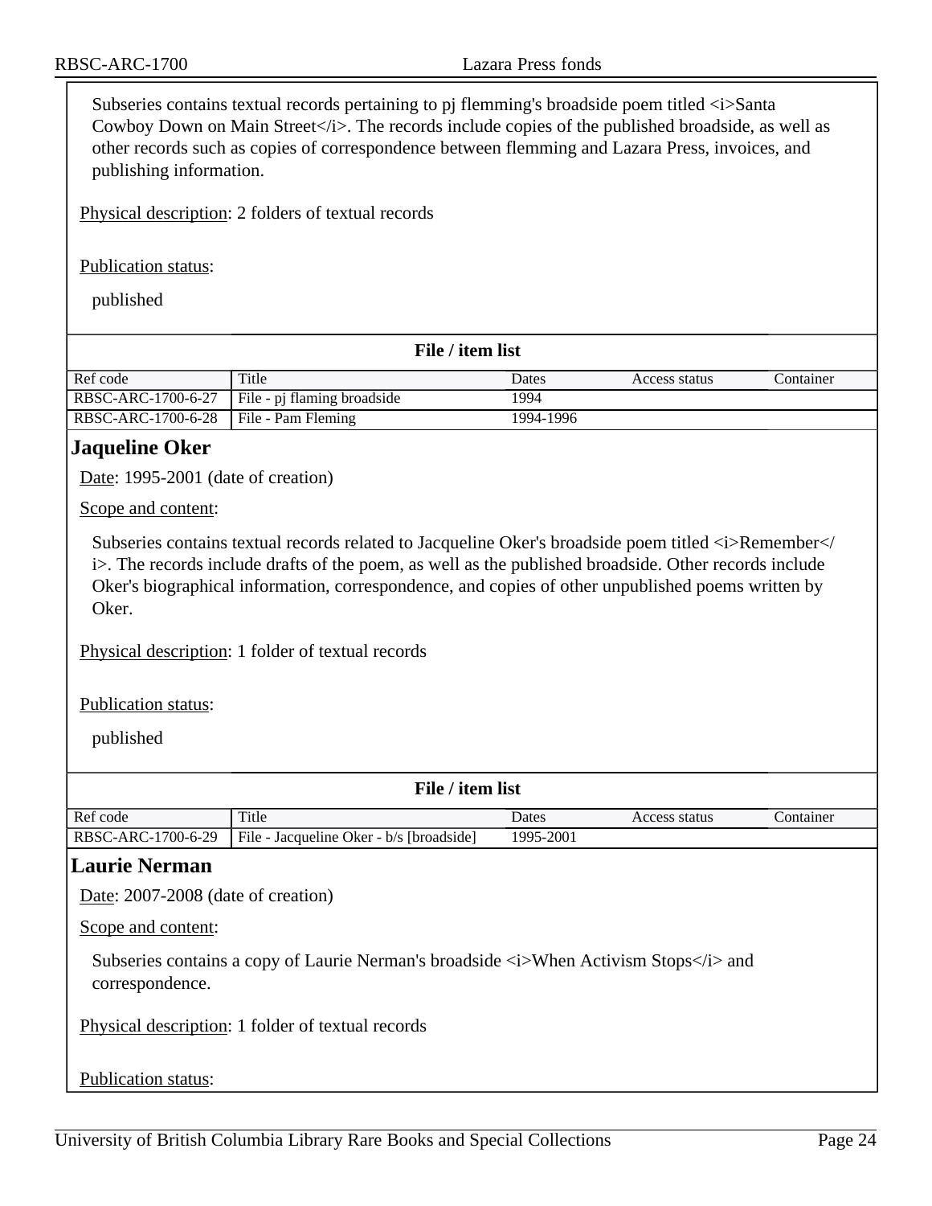Subseries contains textual records pertaining to pj flemming's broadside poem titled <i>Santa Cowboy Down on Main Street</i>. The records include copies of the published broadside, as well as other records such as copies of correspondence between flemming and Lazara Press, invoices, and publishing information.

Physical description: 2 folders of textual records

Publication status:

published

**File / item list**

| Ref code | Title | Dates | Access status | Container |
|---|---|---|---|---|
| RBSC-ARC-1700-6-27 | File - pj flaming broadside | 1994 | | |
| RBSC-ARC-1700-6-28 | File - Pam Fleming | 1994-1996 | | |

## Jaqueline Oker

Date: 1995-2001 (date of creation)

Scope and content:

Subseries contains textual records related to Jacqueline Oker's broadside poem titled <i>Remember</i>. The records include drafts of the poem, as well as the published broadside. Other records include Oker's biographical information, correspondence, and copies of other unpublished poems written by Oker.

Physical description: 1 folder of textual records

Publication status:

published

**File / item list**

| Ref code | Title | Dates | Access status | Container |
|---|---|---|---|---|
| RBSC-ARC-1700-6-29 | File - Jacqueline Oker - b/s [broadside] | 1995-2001 | | |

## Laurie Nerman

Date: 2007-2008 (date of creation)

Scope and content:

Subseries contains a copy of Laurie Nerman's broadside <i>When Activism Stops</i> and correspondence.

Physical description: 1 folder of textual records

Publication status: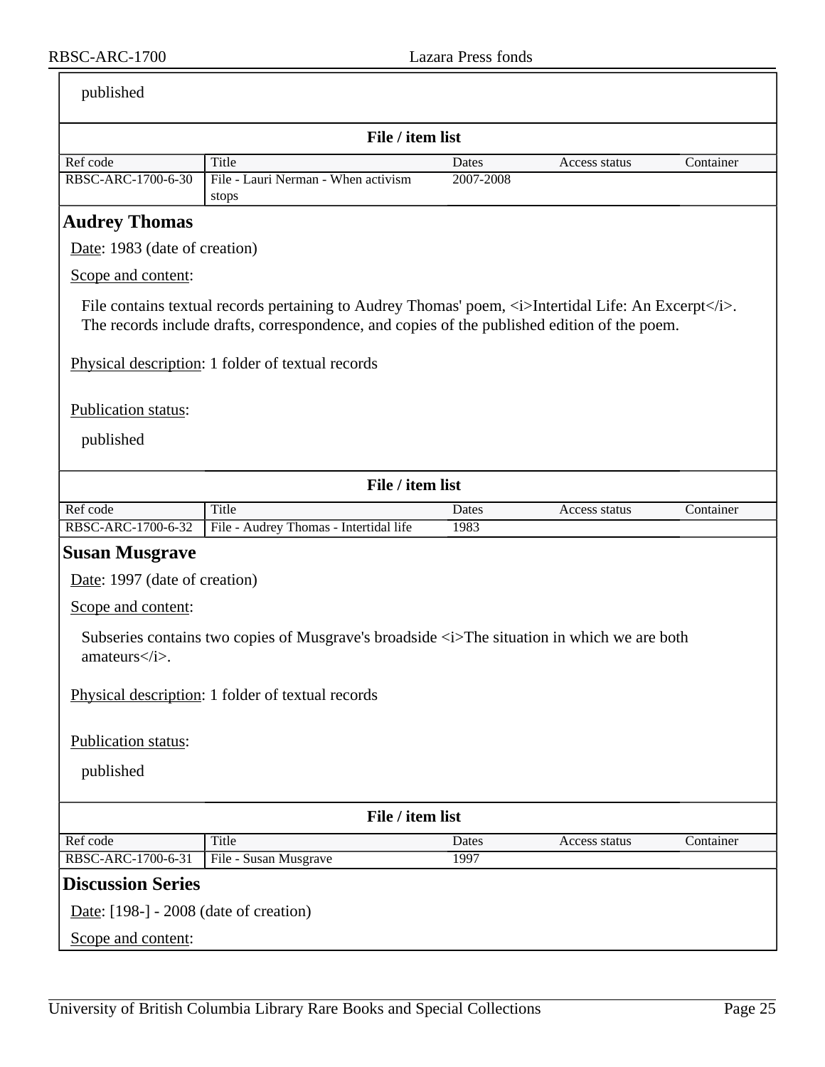published

**File / item list**

| Ref code | Title | Dates | Access status | Container |
|---|---|---|---|---|
| RBSC-ARC-1700-6-30 | File - Lauri Nerman - When activism stops | 2007-2008 | | |

## Audrey Thomas

Date: 1983 (date of creation)

Scope and content:

File contains textual records pertaining to Audrey Thomas' poem, <i>Intertidal Life: An Excerpt</i>. The records include drafts, correspondence, and copies of the published edition of the poem.

Physical description: 1 folder of textual records

Publication status:

published

**File / item list**

| Ref code | Title | Dates | Access status | Container |
|---|---|---|---|---|
| RBSC-ARC-1700-6-32 | File - Audrey Thomas - Intertidal life | 1983 | | |

## Susan Musgrave

Date: 1997 (date of creation)

Scope and content:

Subseries contains two copies of Musgrave's broadside <i>The situation in which we are both amateurs</i>.

Physical description: 1 folder of textual records

Publication status:

published

**File / item list**

| Ref code | Title | Dates | Access status | Container |
|---|---|---|---|---|
| RBSC-ARC-1700-6-31 | File - Susan Musgrave | 1997 | | |

## Discussion Series

Date: [198-] - 2008 (date of creation)

Scope and content: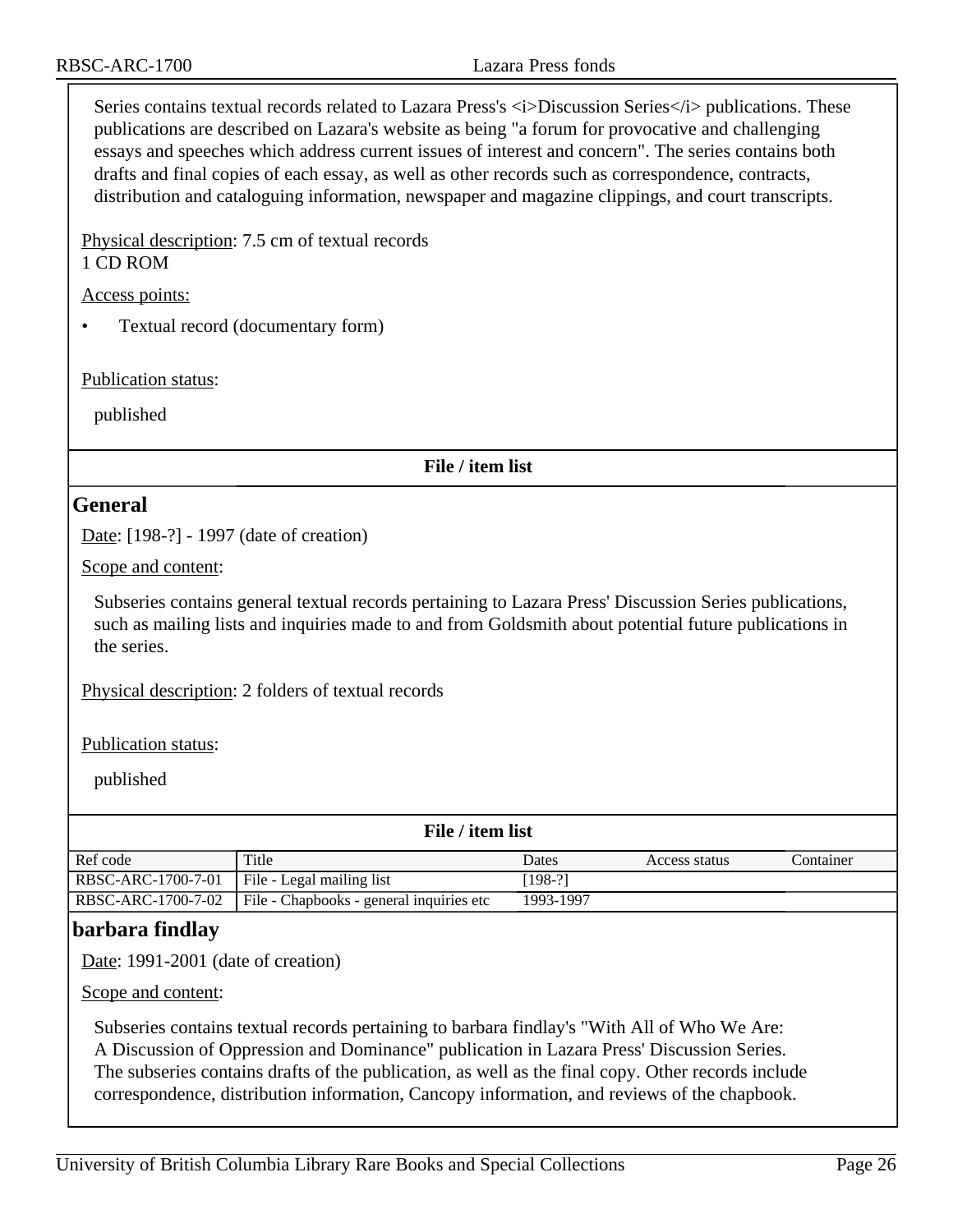Series contains textual records related to Lazara Press's <i>Discussion Series</i> publications. These publications are described on Lazara's website as being "a forum for provocative and challenging essays and speeches which address current issues of interest and concern". The series contains both drafts and final copies of each essay, as well as other records such as correspondence, contracts, distribution and cataloguing information, newspaper and magazine clippings, and court transcripts.

Physical description: 7.5 cm of textual records
1 CD ROM

Access points:

- Textual record (documentary form)

Publication status:

published

**File / item list**

## General

Date: [198-?] - 1997 (date of creation)

Scope and content:

Subseries contains general textual records pertaining to Lazara Press' Discussion Series publications, such as mailing lists and inquiries made to and from Goldsmith about potential future publications in the series.

Physical description: 2 folders of textual records

Publication status:

published

**File / item list**

| Ref code | Title | Dates | Access status | Container |
|---|---|---|---|---|
| RBSC-ARC-1700-7-01 | File - Legal mailing list | [198-?] | | |
| RBSC-ARC-1700-7-02 | File - Chapbooks - general inquiries etc | 1993-1997 | | |

## barbara findlay

Date: 1991-2001 (date of creation)

Scope and content:

Subseries contains textual records pertaining to barbara findlay's "With All of Who We Are: A Discussion of Oppression and Dominance" publication in Lazara Press' Discussion Series. The subseries contains drafts of the publication, as well as the final copy. Other records include correspondence, distribution information, Cancopy information, and reviews of the chapbook.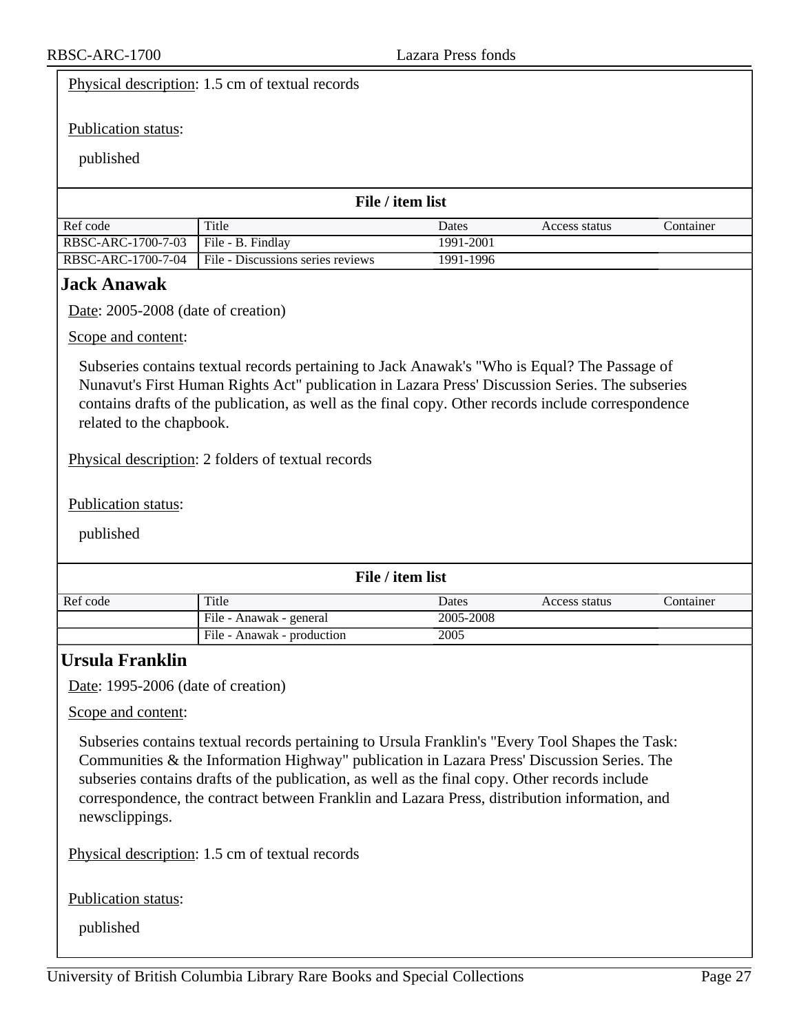Physical description: 1.5 cm of textual records

Publication status:

published

**File / item list**

| Ref code | Title | Dates | Access status | Container |
| --- | --- | --- | --- | --- |
| RBSC-ARC-1700-7-03 | File - B. Findlay | 1991-2001 | | |
| RBSC-ARC-1700-7-04 | File - Discussions series reviews | 1991-1996 | | |

## Jack Anawak

Date: 2005-2008 (date of creation)

Scope and content:

Subseries contains textual records pertaining to Jack Anawak's "Who is Equal? The Passage of Nunavut's First Human Rights Act" publication in Lazara Press' Discussion Series. The subseries contains drafts of the publication, as well as the final copy. Other records include correspondence related to the chapbook.

Physical description: 2 folders of textual records

Publication status:

published

**File / item list**

| Ref code | Title | Dates | Access status | Container |
| --- | --- | --- | --- | --- |
| | File - Anawak - general | 2005-2008 | | |
| | File - Anawak - production | 2005 | | |

## Ursula Franklin

Date: 1995-2006 (date of creation)

Scope and content:

Subseries contains textual records pertaining to Ursula Franklin's "Every Tool Shapes the Task: Communities & the Information Highway" publication in Lazara Press' Discussion Series. The subseries contains drafts of the publication, as well as the final copy. Other records include correspondence, the contract between Franklin and Lazara Press, distribution information, and newsclippings.

Physical description: 1.5 cm of textual records

Publication status:

published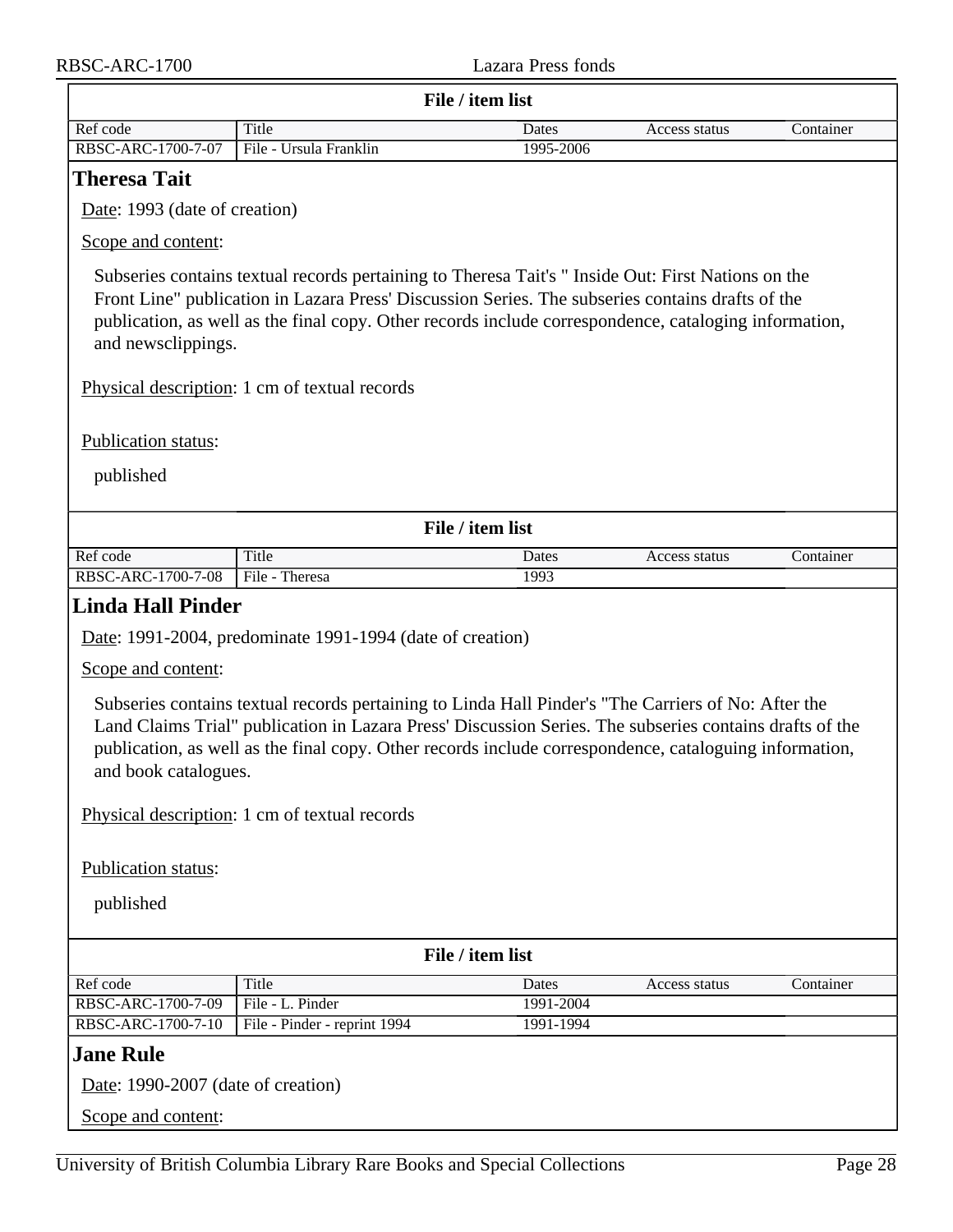**File / item list**

| Ref code | Title | Dates | Access status | Container |
|---|---|---|---|---|
| RBSC-ARC-1700-7-07 | File - Ursula Franklin | 1995-2006 | | |

## Theresa Tait

Date: 1993 (date of creation)

Scope and content:

Subseries contains textual records pertaining to Theresa Tait's " Inside Out: First Nations on the Front Line" publication in Lazara Press' Discussion Series. The subseries contains drafts of the publication, as well as the final copy. Other records include correspondence, cataloging information, and newsclippings.

Physical description: 1 cm of textual records

Publication status:

published

**File / item list**

| Ref code | Title | Dates | Access status | Container |
|---|---|---|---|---|
| RBSC-ARC-1700-7-08 | File - Theresa | 1993 | | |

## Linda Hall Pinder

Date: 1991-2004, predominate 1991-1994 (date of creation)

Scope and content:

Subseries contains textual records pertaining to Linda Hall Pinder's "The Carriers of No: After the Land Claims Trial" publication in Lazara Press' Discussion Series. The subseries contains drafts of the publication, as well as the final copy. Other records include correspondence, cataloguing information, and book catalogues.

Physical description: 1 cm of textual records

Publication status:

published

**File / item list**

| Ref code | Title | Dates | Access status | Container |
|---|---|---|---|---|
| RBSC-ARC-1700-7-09 | File - L. Pinder | 1991-2004 | | |
| RBSC-ARC-1700-7-10 | File - Pinder - reprint 1994 | 1991-1994 | | |

## Jane Rule

Date: 1990-2007 (date of creation)

Scope and content: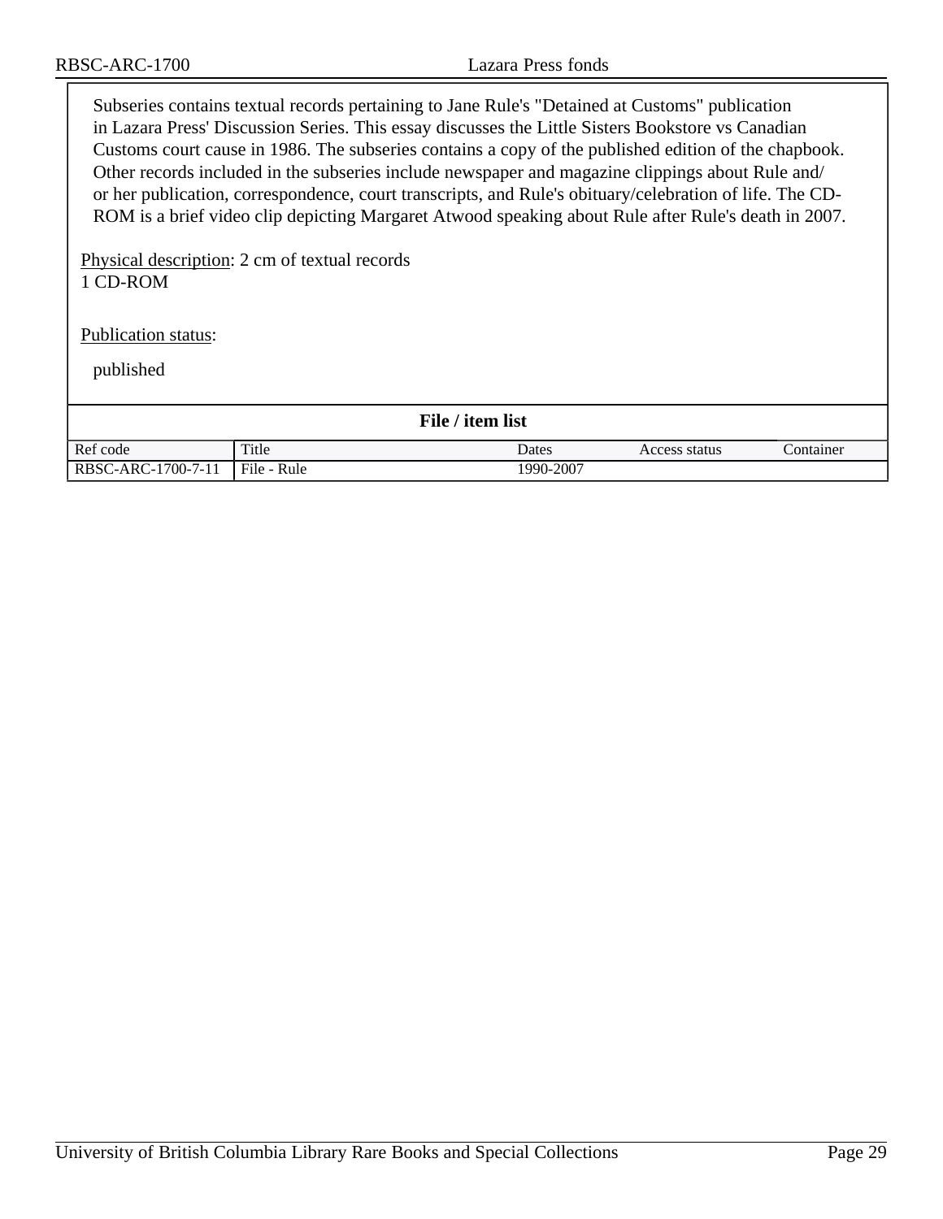Subseries contains textual records pertaining to Jane Rule's "Detained at Customs" publication in Lazara Press' Discussion Series. This essay discusses the Little Sisters Bookstore vs Canadian Customs court cause in 1986. The subseries contains a copy of the published edition of the chapbook. Other records included in the subseries include newspaper and magazine clippings about Rule and/or her publication, correspondence, court transcripts, and Rule's obituary/celebration of life. The CD-ROM is a brief video clip depicting Margaret Atwood speaking about Rule after Rule's death in 2007.

Physical description: 2 cm of textual records
1 CD-ROM

Publication status:

published

**File / item list**

| Ref code | Title | Dates | Access status | Container |
|---|---|---|---|---|
| RBSC-ARC-1700-7-11 | File - Rule | 1990-2007 | | |